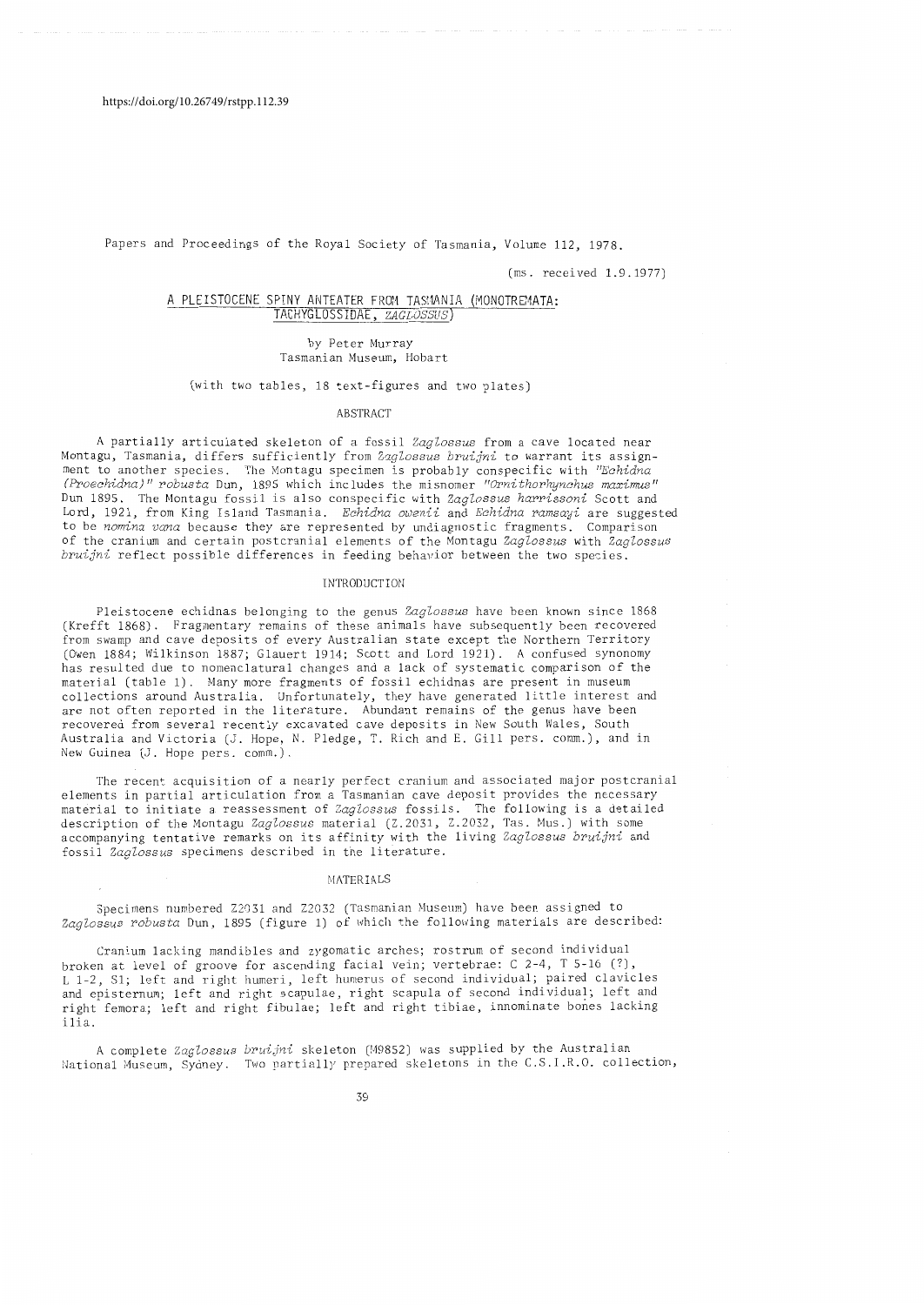https://doi.org/10.26749/rstpp.112.39

Papers and Proceedings of the Royal Society of Tasmania, Volume 112, 1978.

(ms. received 1.9.1977)

# A PLEISTOCENE SPINY ANTEATER FROM TASMANIA (MONOTREMATA: TACHYGLOSSIDAE, *ZAGLOSSUS*)

by Peter Murray
Tasmanian Museum, Hobart

(with two tables, 18 text-figures and two plates)

## ABSTRACT

A partially articulated skeleton of a fossil *Zaglossus* from a cave located near Montagu, Tasmania, differs sufficiently from *Zaglossus bruijni* to warrant its assignment to another species. The Montagu specimen is probably conspecific with *"Echidna (Proechidna)" robusta* Dun, 1895 which includes the misnomer *"Ornithorhynchus maximus"* Dun 1895. The Montagu fossil is also conspecific with *Zaglossus harrissoni* Scott and Lord, 1921, from King Island Tasmania. *Echidna oweni* and *Echidna ramsayi* are suggested to be *nomina vana* because they are represented by undiagnostic fragments. Comparison of the cranium and certain postcranial elements of the Montagu *Zaglossus* with *Zaglossus bruijni* reflect possible differences in feeding behavior between the two species.

## INTRODUCTION

Pleistocene echidnas belonging to the genus *Zaglossus* have been known since 1868 (Krefft 1868). Fragmentary remains of these animals have subsequently been recovered from swamp and cave deposits of every Australian state except the Northern Territory (Owen 1884; Wilkinson 1887; Glauert 1914; Scott and Lord 1921). A confused synonomy has resulted due to nomenclatural changes and a lack of systematic comparison of the material (table 1). Many more fragments of fossil echidnas are present in museum collections around Australia. Unfortunately, they have generated little interest and are not often reported in the literature. Abundant remains of the genus have been recovered from several recently excavated cave deposits in New South Wales, South Australia and Victoria (J. Hope, N. Pledge, T. Rich and E. Gill pers. comm.), and in New Guinea (J. Hope pers. comm.).

The recent acquisition of a nearly perfect cranium and associated major postcranial elements in partial articulation from a Tasmanian cave deposit provides the necessary material to initiate a reassessment of *Zaglossus* fossils. The following is a detailed description of the Montagu *Zaglossus* material (Z.2031, Z.2032, Tas. Mus.) with some accompanying tentative remarks on its affinity with the living *Zaglossus bruijni* and fossil *Zaglossus* specimens described in the literature.

## MATERIALS

Specimens numbered Z2031 and Z2032 (Tasmanian Museum) have been assigned to *Zaglossus robusta* Dun, 1895 (figure 1) of which the following materials are described:

Cranium lacking mandibles and zygomatic arches; rostrum of second individual broken at level of groove for ascending facial vein; vertebrae: C 2-4, T 5-16 (?), L 1-2, S1; left and right humeri, left humerus of second individual; paired clavicles and episternum; left and right scapulae, right scapula of second individual; left and right femora; left and right fibulae; left and right tibiae, innominate bones lacking ilia.

A complete *Zaglossus bruijni* skeleton (M9852) was supplied by the Australian National Museum, Sydney. Two partially prepared skeletons in the C.S.I.R.O. collection,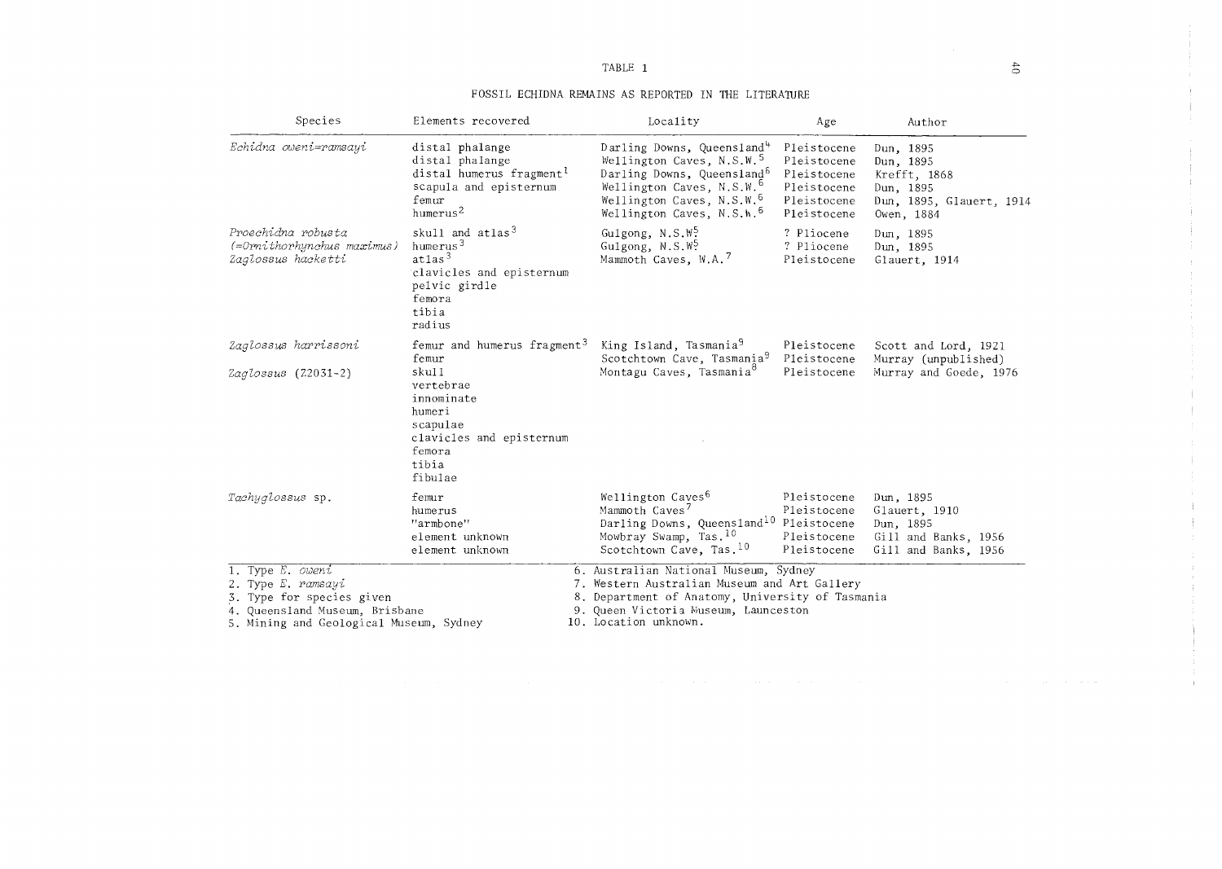TABLE 1

FOSSIL ECHIDNA REMAINS AS REPORTED IN THE LITERATURE

| Species | Elements recovered | Locality | Age | Author |
|---|---|---|---|---|
| *Echidna oweni=ramsayi* | distal phalange | Darling Downs, Queensland[4] | Pleistocene | Dun, 1895 |
| | distal phalange | Wellington Caves, N.S.W.[5] | Pleistocene | Dun, 1895 |
| | distal humerus fragment[1] | Darling Downs, Queensland[6] | Pleistocene | Krefft, 1868 |
| | scapula and episternum | Wellington Caves, N.S.W.[6] | Pleistocene | Dun, 1895 |
| | femur | Wellington Caves, N.S.W.[6] | Pleistocene | Dun, 1895, Glauert, 1914 |
| | humerus[2] | Wellington Caves, N.S.W.[6] | Pleistocene | Owen, 1884 |
| *Proechidna robusta* | skull and atlas[3] | Gulgong, N.S.W.[5] | ? Pliocene | Dun, 1895 |
| *(=Ornithorhynchus maximus)* | humerus[3] | Gulgong, N.S.W.[5] | ? Pliocene | Dun, 1895 |
| *Zaglossus hacketti* | atlas[3] | Mammoth Caves, W.A.[7] | Pleistocene | Glauert, 1914 |
| | clavicles and episternum | | | |
| | pelvic girdle | | | |
| | femora | | | |
| | tibia | | | |
| | radius | | | |
| *Zaglossus harrissoni* | femur and humerus fragment[3] | King Island, Tasmania[9] | Pleistocene | Scott and Lord, 1921 |
| | femur | Scotchtown Cave, Tasmania[9] | Pleistocene | Murray (unpublished) |
| *Zaglossus* (Z2031-2) | skull | Montagu Caves, Tasmania[8] | Pleistocene | Murray and Goede, 1976 |
| | vertebrae | | | |
| | innominate | | | |
| | humeri | | | |
| | scapulae | | | |
| | clavicles and episternum | | | |
| | femora | | | |
| | tibia | | | |
| | fibulae | | | |
| *Tachyglossus* sp. | femur | Wellington Caves[6] | Pleistocene | Dun, 1895 |
| | humerus | Mammoth Caves[7] | Pleistocene | Glauert, 1910 |
| | "armbone" | Darling Downs, Queensland[10] | Pleistocene | Dun, 1895 |
| | element unknown | Mowbray Swamp, Tas.[10] | Pleistocene | Gill and Banks, 1956 |
| | element unknown | Scotchtown Cave, Tas.[10] | Pleistocene | Gill and Banks, 1956 |

1. Type *E. oweni*
2. Type *E. ramsayi*
3. Type for species given
4. Queensland Museum, Brisbane
5. Mining and Geological Museum, Sydney
6. Australian National Museum, Sydney
7. Western Australian Museum and Art Gallery
8. Department of Anatomy, University of Tasmania
9. Queen Victoria Museum, Launceston
10. Location unknown.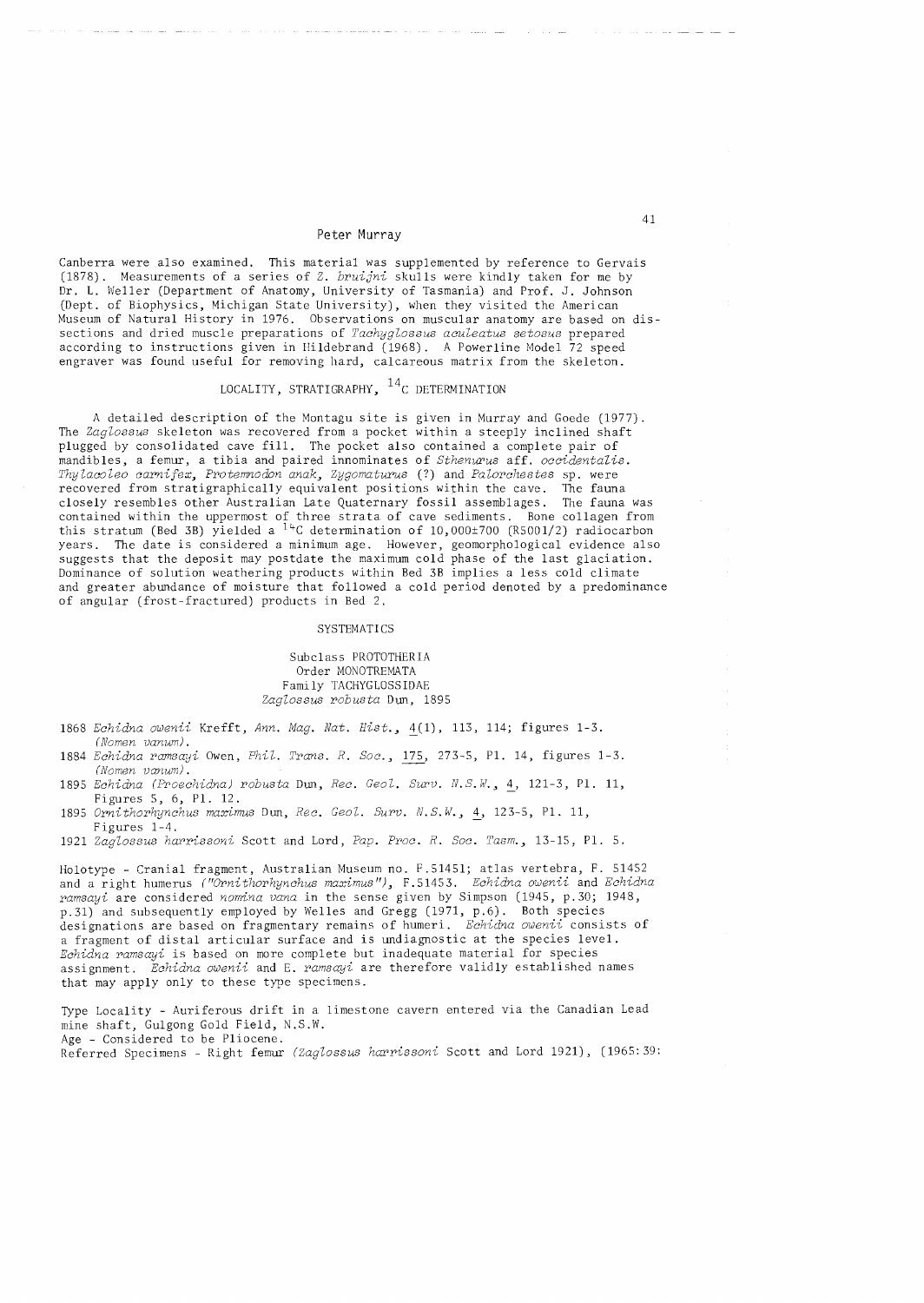Canberra were also examined. This material was supplemented by reference to Gervais (1878). Measurements of a series of *Z. bruijni* skulls were kindly taken for me by Dr. L. Weller (Department of Anatomy, University of Tasmania) and Prof. J. Johnson (Dept. of Biophysics, Michigan State University), when they visited the American Museum of Natural History in 1976. Observations on muscular anatomy are based on dissections and dried muscle preparations of *Tachyglossus aculeatus setosus* prepared according to instructions given in Hildebrand (1968). A Powerline Model 72 speed engraver was found useful for removing hard, calcareous matrix from the skeleton.

## LOCALITY, STRATIGRAPHY, $^{14}$C DETERMINATION

A detailed description of the Montagu site is given in Murray and Goede (1977). The *Zaglossus* skeleton was recovered from a pocket within a steeply inclined shaft plugged by consolidated cave fill. The pocket also contained a complete pair of mandibles, a femur, a tibia and paired innominates of *Sthenurus* aff. *occidentalis*. *Thylacoleo carnifex*, *Protemnodon anak*, *Zygomaturus* (?) and *Palorchestes* sp. were recovered from stratigraphically equivalent positions within the cave. The fauna closely resembles other Australian Late Quaternary fossil assemblages. The fauna was contained within the uppermost of three strata of cave sediments. Bone collagen from this stratum (Bed 3B) yielded a $^{14}$C determination of 10,000±700 (R5001/2) radiocarbon years. The date is considered a minimum age. However, geomorphological evidence also suggests that the deposit may postdate the maximum cold phase of the last glaciation. Dominance of solution weathering products within Bed 3B implies a less cold climate and greater abundance of moisture that followed a cold period denoted by a predominance of angular (frost-fractured) products in Bed 2.

## SYSTEMATICS

Subclass PROTOTHERIA
Order MONOTREMATA
Family TACHYGLOSSIDAE
*Zaglossus robusta* Dun, 1895

1868 *Echidna owenii* Krefft, *Ann. Mag. Nat. Hist.*, 4(1), 113, 114; figures 1-3. (*Nomen vanum*).

1884 *Echidna ramsayi* Owen, *Phil. Trans. R. Soc.*, 175, 273-5, Pl. 14, figures 1-3. (*Nomen vanum*).

1895 *Echidna (Proechidna) robusta* Dun, *Rec. Geol. Surv. N.S.W.*, 4, 121-3, Pl. 11, Figures 5, 6, Pl. 12.

1895 *Ornithorhynchus maximus* Dun, *Rec. Geol. Surv. N.S.W.*, 4, 123-5, Pl. 11, Figures 1-4.

1921 *Zaglossus harrissoni* Scott and Lord, *Pap. Proc. R. Soc. Tasm.*, 13-15, Pl. 5.

Holotype - Cranial fragment, Australian Museum no. F.51451; atlas vertebra, F. 51452 and a right humerus (*"Ornithorhynchus maximus"*), F.51453. *Echidna owenii* and *Echidna ramsayi* are considered *nomina vana* in the sense given by Simpson (1945, p.30; 1948, p.31) and subsequently employed by Welles and Gregg (1971, p.6). Both species designations are based on fragmentary remains of humeri. *Echidna owenii* consists of a fragment of distal articular surface and is undiagnostic at the species level. *Echidna ramsayi* is based on more complete but inadequate material for species assignment. *Echidna owenii* and *E. ramsayi* are therefore validly established names that may apply only to these type specimens.

Type Locality - Auriferous drift in a limestone cavern entered via the Canadian Lead mine shaft, Gulgong Gold Field, N.S.W.
Age - Considered to be Pliocene.
Referred Specimens - Right femur (*Zaglossus harrissoni* Scott and Lord 1921), (1965:39: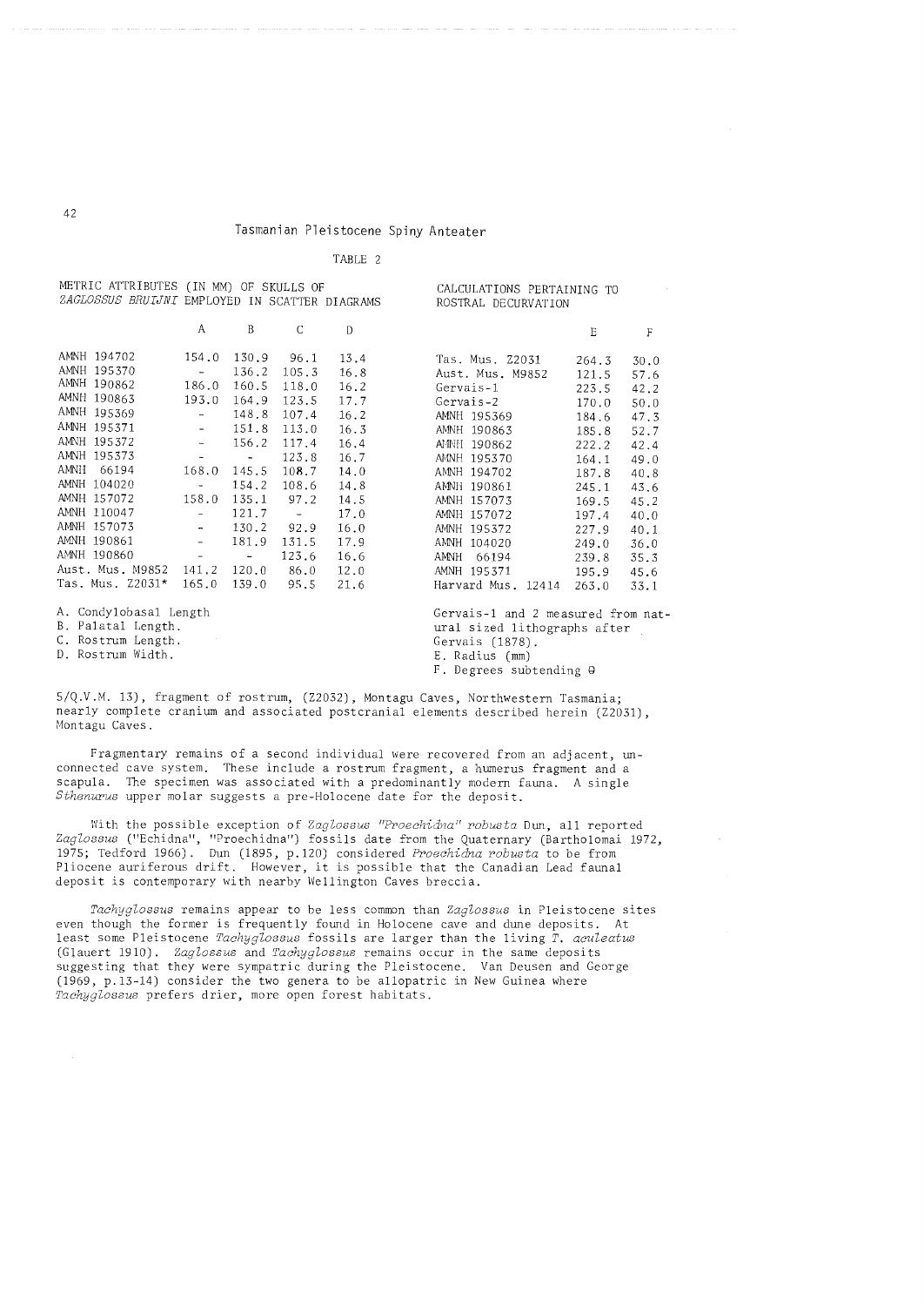TABLE 2

METRIC ATTRIBUTES (IN MM) OF SKULLS OF *ZAGLOSSUS BRUIJNI* EMPLOYED IN SCATTER DIAGRAMS

| | A | B | C | D |
|---|---|---|---|---|
| AMNH 194702 | 154.0 | 130.9 | 96.1 | 13.4 |
| AMNH 195370 | - | 136.2 | 105.3 | 16.8 |
| AMNH 190862 | 186.0 | 160.5 | 118.0 | 16.2 |
| AMNH 190863 | 193.0 | 164.9 | 123.5 | 17.7 |
| AMNH 195369 | - | 148.8 | 107.4 | 16.2 |
| AMNH 195371 | - | 151.8 | 113.0 | 16.3 |
| AMNH 195372 | - | 156.2 | 117.4 | 16.4 |
| AMNH 195373 | - | - | 123.8 | 16.7 |
| AMNH 66194 | 168.0 | 145.5 | 108.7 | 14.0 |
| AMNH 104020 | - | 154.2 | 108.6 | 14.8 |
| AMNH 157072 | 158.0 | 135.1 | 97.2 | 14.5 |
| AMNH 110047 | - | 121.7 | - | 17.0 |
| AMNH 157073 | - | 130.2 | 92.9 | 16.0 |
| AMNH 190861 | - | 181.9 | 131.5 | 17.9 |
| AMNH 190860 | - | - | 123.6 | 16.6 |
| Aust. Mus. M9852 | 141.2 | 120.0 | 86.0 | 12.0 |
| Tas. Mus. Z2031* | 165.0 | 139.0 | 95.5 | 21.6 |

A. Condylobasal Length
B. Palatal Length.
C. Rostrum Length.
D. Rostrum Width.

CALCULATIONS PERTAINING TO ROSTRAL DECURVATION

| | E | F |
|---|---|---|
| Tas. Mus. Z2031 | 264.3 | 30.0 |
| Aust. Mus. M9852 | 121.5 | 57.6 |
| Gervais-1 | 223.5 | 42.2 |
| Gervais-2 | 170.0 | 50.0 |
| AMNH 195369 | 184.6 | 47.3 |
| AMNH 190863 | 185.8 | 52.7 |
| AMNH 190862 | 222.2 | 42.4 |
| AMNH 195370 | 164.1 | 49.0 |
| AMNH 194702 | 187.8 | 40.8 |
| AMNH 190861 | 245.1 | 43.6 |
| AMNH 157073 | 169.5 | 45.2 |
| AMNH 157072 | 197.4 | 40.0 |
| AMNH 195372 | 227.9 | 40.1 |
| AMNH 104020 | 249.0 | 36.0 |
| AMNH 66194 | 239.8 | 35.3 |
| AMNH 195371 | 195.9 | 45.6 |
| Harvard Mus. 12414 | 263.0 | 33.1 |

Gervais-1 and 2 measured from natural sized lithographs after Gervais (1878).
E. Radius (mm)
F. Degrees subtending $\theta$

5/Q.V.M. 13), fragment of rostrum, (Z2032), Montagu Caves, Northwestern Tasmania; nearly complete cranium and associated postcranial elements described herein (Z2031), Montagu Caves.

Fragmentary remains of a second individual were recovered from an adjacent, unconnected cave system. These include a rostrum fragment, a humerus fragment and a scapula. The specimen was associated with a predominantly modern fauna. A single *Sthenurus* upper molar suggests a pre-Holocene date for the deposit.

With the possible exception of *Zaglossus "Proechidna" robusta* Dun, all reported *Zaglossus* ("Echidna", "Proechidna") fossils date from the Quaternary (Bartholomai 1972, 1975; Tedford 1966). Dun (1895, p.120) considered *Proechidna robusta* to be from Pliocene auriferous drift. However, it is possible that the Canadian Lead faunal deposit is contemporary with nearby Wellington Caves breccia.

*Tachyglossus* remains appear to be less common than *Zaglossus* in Pleistocene sites even though the former is frequently found in Holocene cave and dune deposits. At least some Pleistocene *Tachyglossus* fossils are larger than the living *T. aculeatus* (Glauert 1910). *Zaglossus* and *Tachyglossus* remains occur in the same deposits suggesting that they were sympatric during the Pleistocene. Van Deusen and George (1969, p.13-14) consider the two genera to be allopatric in New Guinea where *Tachyglossus* prefers drier, more open forest habitats.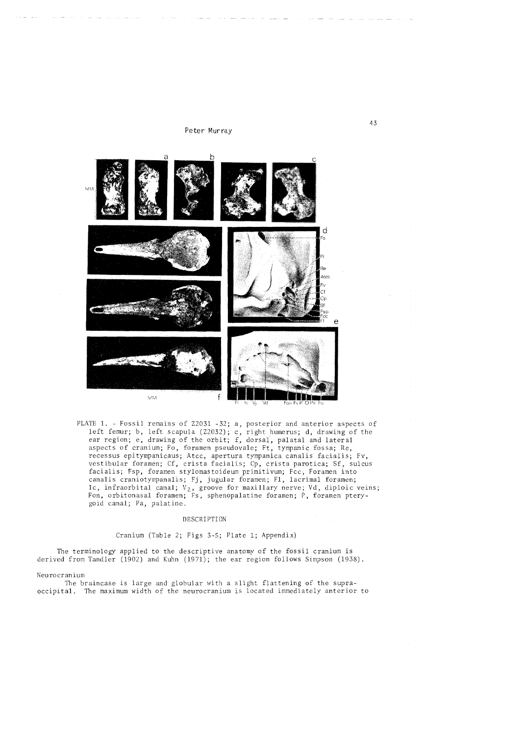PLATE 1. - Fossil remains of Z2031 -32; a, posterior and anterior aspects of left femur; b, left scapula (Z2032); c, right humerus; d, drawing of the ear region; e, drawing of the orbit; f, dorsal, palatal and lateral aspects of cranium; Fo, foramen pseudovale; Ft, tympanic fossa; Re, recessus epitympanicaus; Atcc, apertura tympanica canalis facialis; Fv, vestibular foramen; Cf, crista facialis; Cp, crista parotica; Sf, sulcus facialis; Fsp, foramen stylomastoideum primitivum; Fcc, Foramen into canalis craniotympanalis; Fj, jugular foramen; Fl, lacrimal foramen; Ic, infraorbital canal; $V_2$, groove for maxillary nerve; Vd, diploic veins; Fon, orbitonasal foramen; Fs, sphenopalatine foramen; P, foramen pterygoid canal; Pa, palatine.

## DESCRIPTION

### Cranium (Table 2; Figs 3-5; Plate 1; Appendix)

The terminology applied to the descriptive anatomy of the fossil cranium is derived from Tandler (1902) and Kuhn (1971); the ear region follows Simpson (1938).

#### Neurocranium

The braincase is large and globular with a slight flattening of the supraoccipital. The maximum width of the neurocranium is located immediately anterior to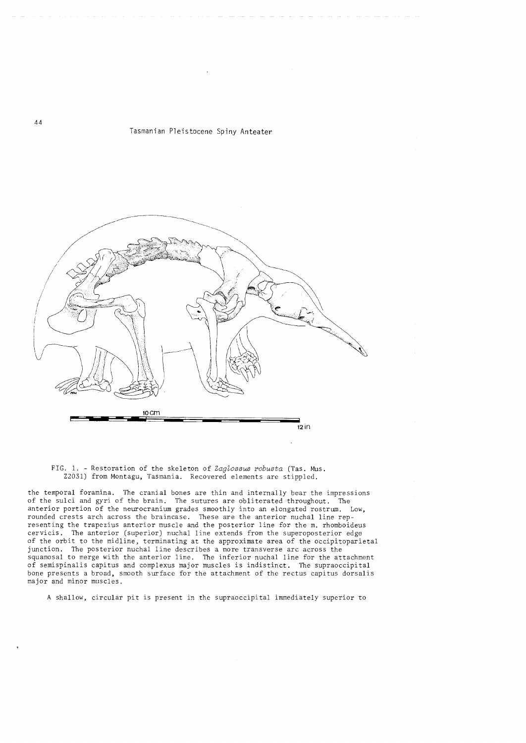FIG. 1. - Restoration of the skeleton of *Zaglossus robusta* (Tas. Mus. Z2031) from Montagu, Tasmania. Recovered elements are stippled.

the temporal foramina. The cranial bones are thin and internally bear the impressions of the sulci and gyri of the brain. The sutures are obliterated throughout. The anterior portion of the neurocranium grades smoothly into an elongated rostrum. Low, rounded crests arch across the braincase. These are the anterior nuchal line representing the trapezius anterior muscle and the posterior line for the m. rhomboideus cervicis. The anterior (superior) nuchal line extends from the superoposterior edge of the orbit to the midline, terminating at the approximate area of the occipitoparietal junction. The posterior nuchal line describes a more transverse arc across the squamosal to merge with the anterior line. The inferior nuchal line for the attachment of semispinalis capitus and complexus major muscles is indistinct. The supraoccipital bone presents a broad, smooth surface for the attachment of the rectus capitus dorsalis major and minor muscles.

A shallow, circular pit is present in the supraoccipital immediately superior to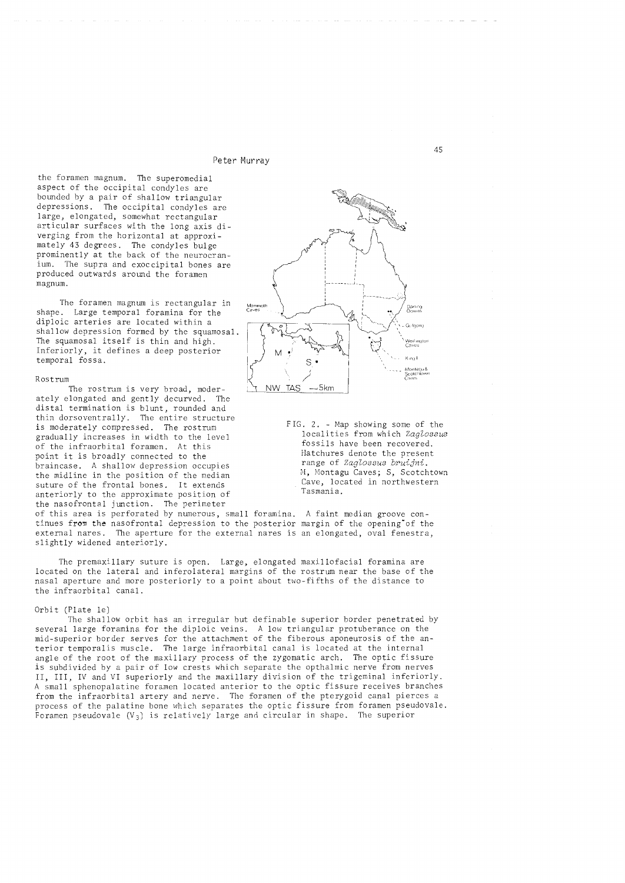the foramen magnum. The superomedial aspect of the occipital condyles are bounded by a pair of shallow triangular depressions. The occipital condyles are large, elongated, somewhat rectangular articular surfaces with the long axis diverging from the horizontal at approximately 43 degrees. The condyles bulge prominently at the back of the neurocranium. The supra and exoccipital bones are produced outwards around the foramen magnum.

The foramen magnum is rectangular in shape. Large temporal foramina for the diploic arteries are located within a shallow depression formed by the squamosal. The squamosal itself is thin and high. Inferiorly, it defines a deep posterior temporal fossa.

### Rostrum

The rostrum is very broad, moderately elongated and gently decurved. The distal termination is blunt, rounded and thin dorsoventrally. The entire structure is moderately compressed. The rostrum gradually increases in width to the level of the infraorbital foramen. At this point it is broadly connected to the braincase. A shallow depression occupies the midline in the position of the median suture of the frontal bones. It extends anteriorly to the approximate position of the nasofrontal junction. The perimeter of this area is perforated by numerous, small foramina. A faint median groove continues from the nasofrontal depression to the posterior margin of the opening of the external nares. The aperture for the external nares is an elongated, oval fenestra, slightly widened anteriorly.

FIG. 2. - Map showing some of the localities from which *Zaglossus* fossils have been recovered. Hatchures denote the present range of *Zaglossus bruijni*. M, Montagu Caves; S, Scotchtown Cave, located in northwestern Tasmania.

The premaxillary suture is open. Large, elongated maxillofacial foramina are located on the lateral and inferolateral margins of the rostrum near the base of the nasal aperture and more posteriorly to a point about two-fifths of the distance to the infraorbital canal.

### Orbit (Plate 1e)

The shallow orbit has an irregular but definable superior border penetrated by several large foramina for the diploic veins. A low triangular protuberance on the mid-superior border serves for the attachment of the fiberous aponeurosis of the anterior temporalis muscle. The large infraorbital canal is located at the internal angle of the root of the maxillary process of the zygomatic arch. The optic fissure is subdivided by a pair of low crests which separate the opthalmic nerve from nerves II, III, IV and VI superiorly and the maxillary division of the trigeminal inferiorly. A small sphenopalatine foramen located anterior to the optic fissure receives branches from the infraorbital artery and nerve. The foramen of the pterygoid canal pierces a process of the palatine bone which separates the optic fissure from foramen pseudovale. Foramen pseudovale ($V_3$) is relatively large and circular in shape. The superior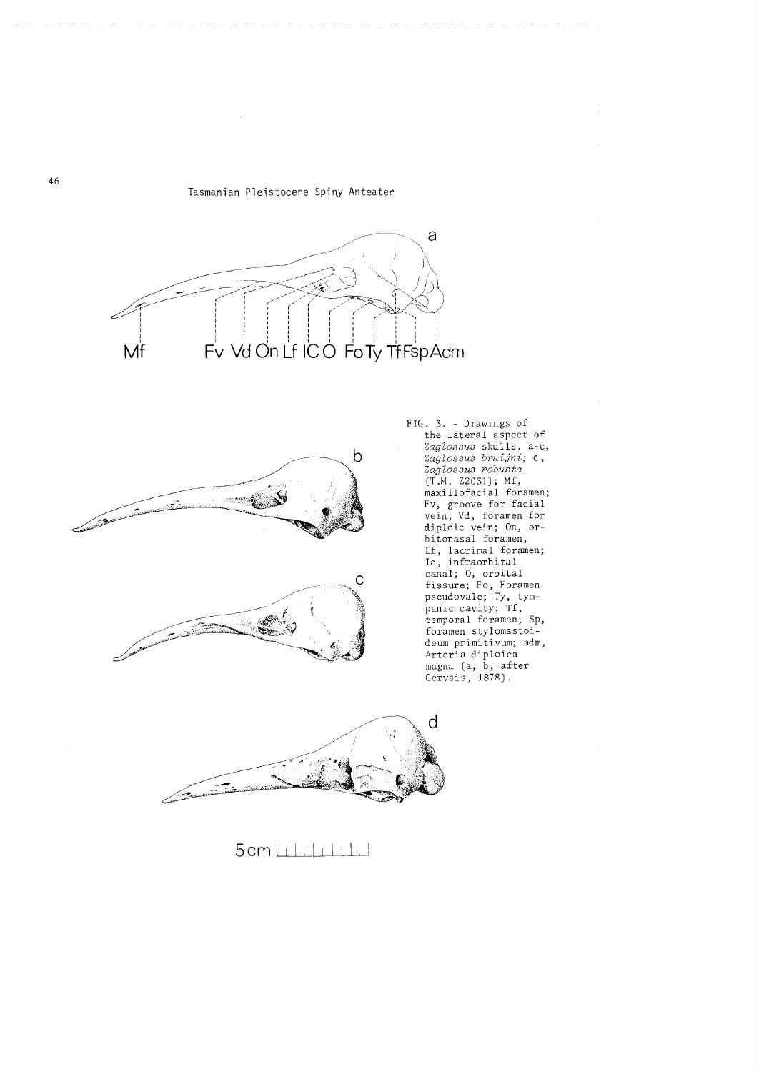FIG. 3. - Drawings of the lateral aspect of *Zaglossus* skulls. a-c, *Zaglossus bruijni*; d, *Zaglossus robusta* (T.M. Z2031); Mf, maxillofacial foramen; Fv, groove for facial vein; Vd, foramen for diploic vein; On, orbitonasal foramen, Lf, lacrimal foramen; Ic, infraorbital canal; O, orbital fissure; Fo, Foramen pseudovale; Ty, tympanic cavity; Tf, temporal foramen; Sp, foramen stylomastoideum primitivum; adm, Arteria diploica magna (a, b, after Gervais, 1878).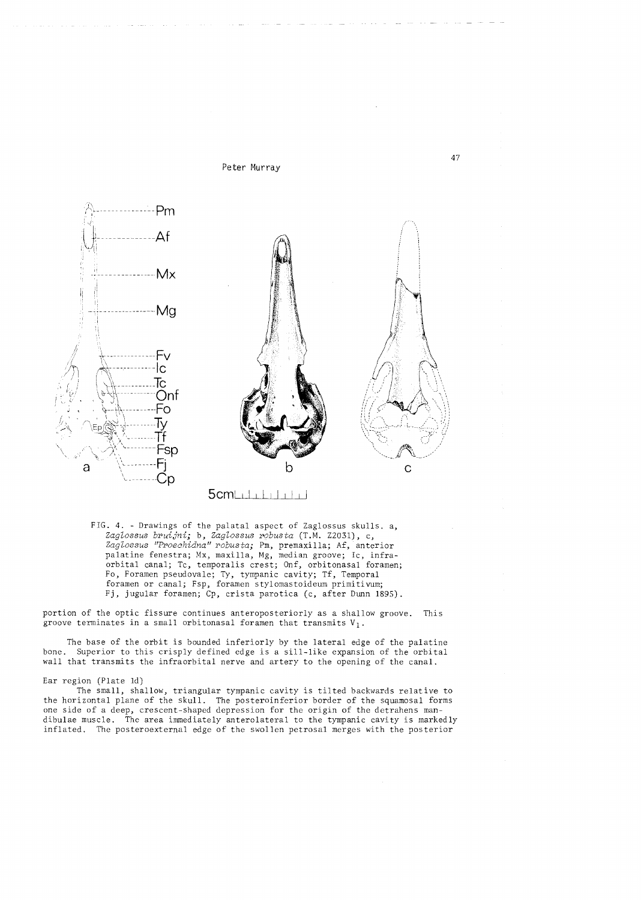FIG. 4. - Drawings of the palatal aspect of Zaglossus skulls. a, *Zaglossus bruijni*; b, *Zaglossus robusta* (T.M. Z2031), c, *Zaglossus "Proechidna" robusta*; Pm, premaxilla; Af, anterior palatine fenestra; Mx, maxilla, Mg, median groove; Ic, infraorbital canal; Tc, temporalis crest; Onf, orbitonasal foramen; Fo, Foramen pseudovale; Ty, tympanic cavity; Tf, Temporal foramen or canal; Fsp, foramen stylomastoideum primitivum; Fj, jugular foramen; Cp, crista parotica (c, after Dunn 1895).

portion of the optic fissure continues anteroposteriorly as a shallow groove. This groove terminates in a small orbitonasal foramen that transmits $V_1$.

The base of the orbit is bounded inferiorly by the lateral edge of the palatine bone. Superior to this crisply defined edge is a sill-like expansion of the orbital wall that transmits the infraorbital nerve and artery to the opening of the canal.

Ear region (Plate 1d)

The small, shallow, triangular tympanic cavity is tilted backwards relative to the horizontal plane of the skull. The posteroinferior border of the squamosal forms one side of a deep, crescent-shaped depression for the origin of the detrahens mandibulae muscle. The area immediately anterolateral to the tympanic cavity is markedly inflated. The posteroexternal edge of the swollen petrosal merges with the posterior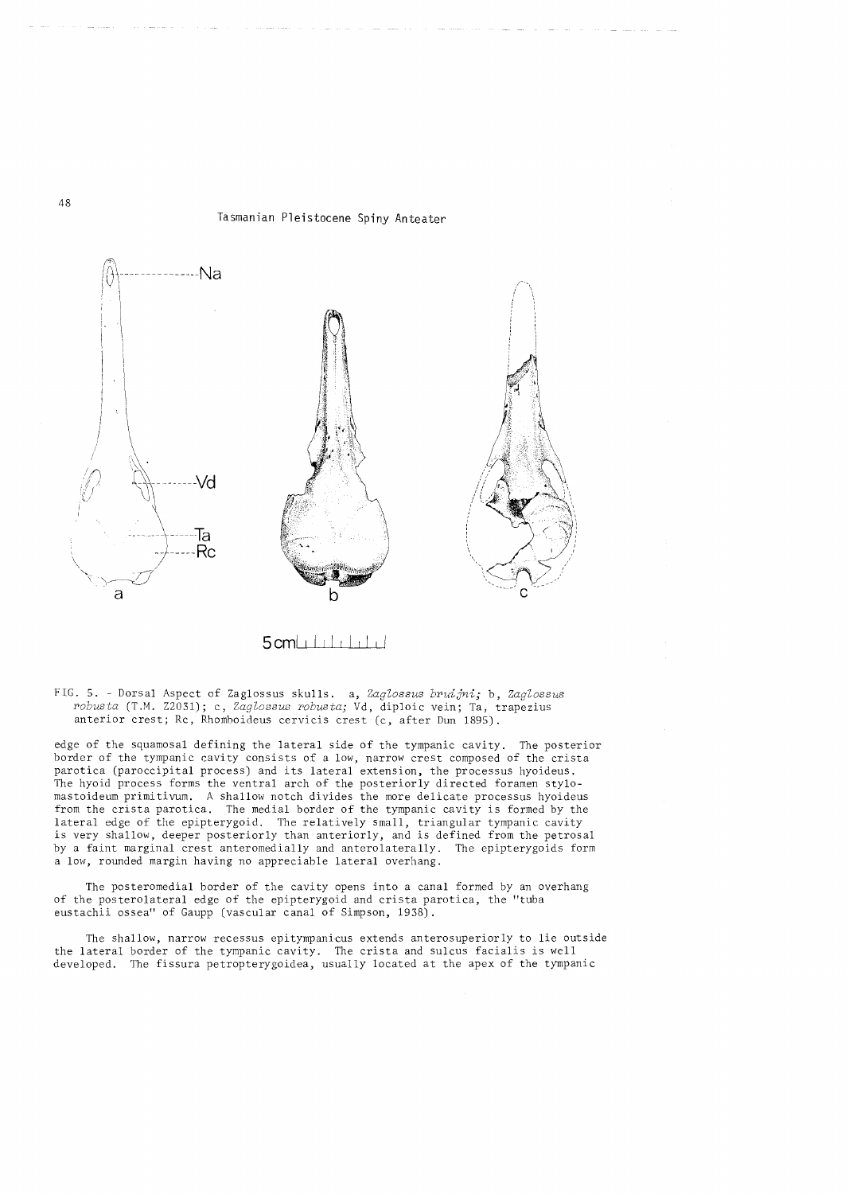FIG. 5. - Dorsal Aspect of Zaglossus skulls. a, *Zaglossus bruijni*; b, *Zaglossus robusta* (T.M. Z2031); c, *Zaglossus robusta*; Vd, diploic vein; Ta, trapezius anterior crest; Rc, Rhomboideus cervicis crest (c, after Dun 1895).

edge of the squamosal defining the lateral side of the tympanic cavity. The posterior border of the tympanic cavity consists of a low, narrow crest composed of the crista parotica (paroccipital process) and its lateral extension, the processus hyoideus. The hyoid process forms the ventral arch of the posteriorly directed foramen stylomastoideum primitivum. A shallow notch divides the more delicate processus hyoideus from the crista parotica. The medial border of the tympanic cavity is formed by the lateral edge of the epipterygoid. The relatively small, triangular tympanic cavity is very shallow, deeper posteriorly than anteriorly, and is defined from the petrosal by a faint marginal crest anteromedially and anterolaterally. The epipterygoids form a low, rounded margin having no appreciable lateral overhang.

The posteromedial border of the cavity opens into a canal formed by an overhang of the posterolateral edge of the epipterygoid and crista parotica, the "tuba eustachii ossea" of Gaupp (vascular canal of Simpson, 1938).

The shallow, narrow recessus epitympanicus extends anterosuperiorly to lie outside the lateral border of the tympanic cavity. The crista and sulcus facialis is well developed. The fissura petropterygoidea, usually located at the apex of the tympanic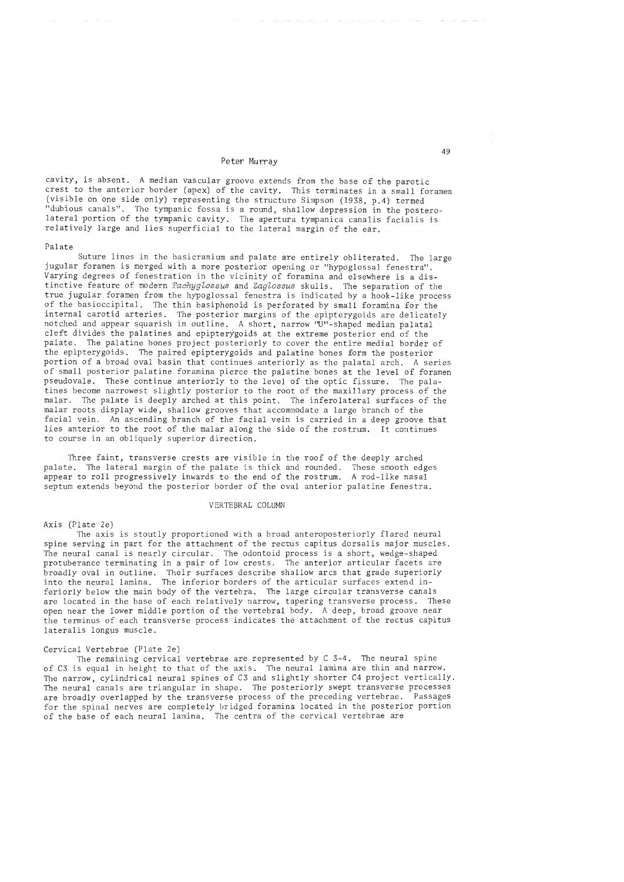cavity, is absent. A median vascular groove extends from the base of the parotic crest to the anterior border (apex) of the cavity. This terminates in a small foramen (visible on one side only) representing the structure Simpson (1938, p.4) termed "dubious canals". The tympanic fossa is a round, shallow depression in the posterolateral portion of the tympanic cavity. The apertura tympanica canalis facialis is relatively large and lies superficial to the lateral margin of the ear.

### Palate

Suture lines in the basicranium and palate are entirely obliterated. The large jugular foramen is merged with a more posterior opening or "hypoglossal fenestra". Varying degrees of fenestration in the vicinity of foramina and elsewhere is a distinctive feature of modern *Tachyglossus* and *Zaglossus* skulls. The separation of the true jugular foramen from the hypoglossal fenestra is indicated by a hook-like process of the basioccipital. The thin basiphenoid is perforated by small foramina for the internal carotid arteries. The posterior margins of the epipterygoids are delicately notched and appear squarish in outline. A short, narrow "U"-shaped median palatal cleft divides the palatines and epipterygoids at the extreme posterior end of the palate. The palatine bones project posteriorly to cover the entire medial border of the epipterygoids. The paired epipterygoids and palatine bones form the posterior portion of a broad oval basin that continues anteriorly as the palatal arch. A series of small posterior palatine foramina pierce the palatine bones at the level of foramen pseudovale. These continue anteriorly to the level of the optic fissure. The palatines become narrowest slightly posterior to the root of the maxillary process of the malar. The palate is deeply arched at this point. The inferolateral surfaces of the malar roots display wide, shallow grooves that accommodate a large branch of the facial vein. An ascending branch of the facial vein is carried in a deep groove that lies anterior to the root of the malar along the side of the rostrum. It continues to course in an obliquely superior direction.

Three faint, transverse crests are visible in the roof of the deeply arched palate. The lateral margin of the palate is thick and rounded. These smooth edges appear to roll progressively inwards to the end of the rostrum. A rod-like nasal septum extends beyond the posterior border of the oval anterior palatine fenestra.

## VERTEBRAL COLUMN

### Axis (Plate 2e)

The axis is stoutly proportioned with a broad anteroposteriorly flared neural spine serving in part for the attachment of the rectus capitus dorsalis major muscles. The neural canal is nearly circular. The odontoid process is a short, wedge-shaped protuberance terminating in a pair of low crests. The anterior articular facets are broadly oval in outline. Their surfaces describe shallow arcs that grade superiorly into the neural lamina. The inferior borders of the articular surfaces extend inferiorly below the main body of the vertebra. The large circular transverse canals are located in the base of each relatively narrow, tapering transverse process. These open near the lower middle portion of the vertebral body. A deep, broad groove near the terminus of each transverse process indicates the attachment of the rectus capitus lateralis longus muscle.

### Cervical Vertebrae (Plate 2e)

The remaining cervical vertebrae are represented by C 3-4. The neural spine of C3 is equal in height to that of the axis. The neural lamina are thin and narrow. The narrow, cylindrical neural spines of C3 and slightly shorter C4 project vertically. The neural canals are triangular in shape. The posteriorly swept transverse processes are broadly overlapped by the transverse process of the preceding vertebrae. Passages for the spinal nerves are completely bridged foramina located in the posterior portion of the base of each neural lamina. The centra of the cervical vertebrae are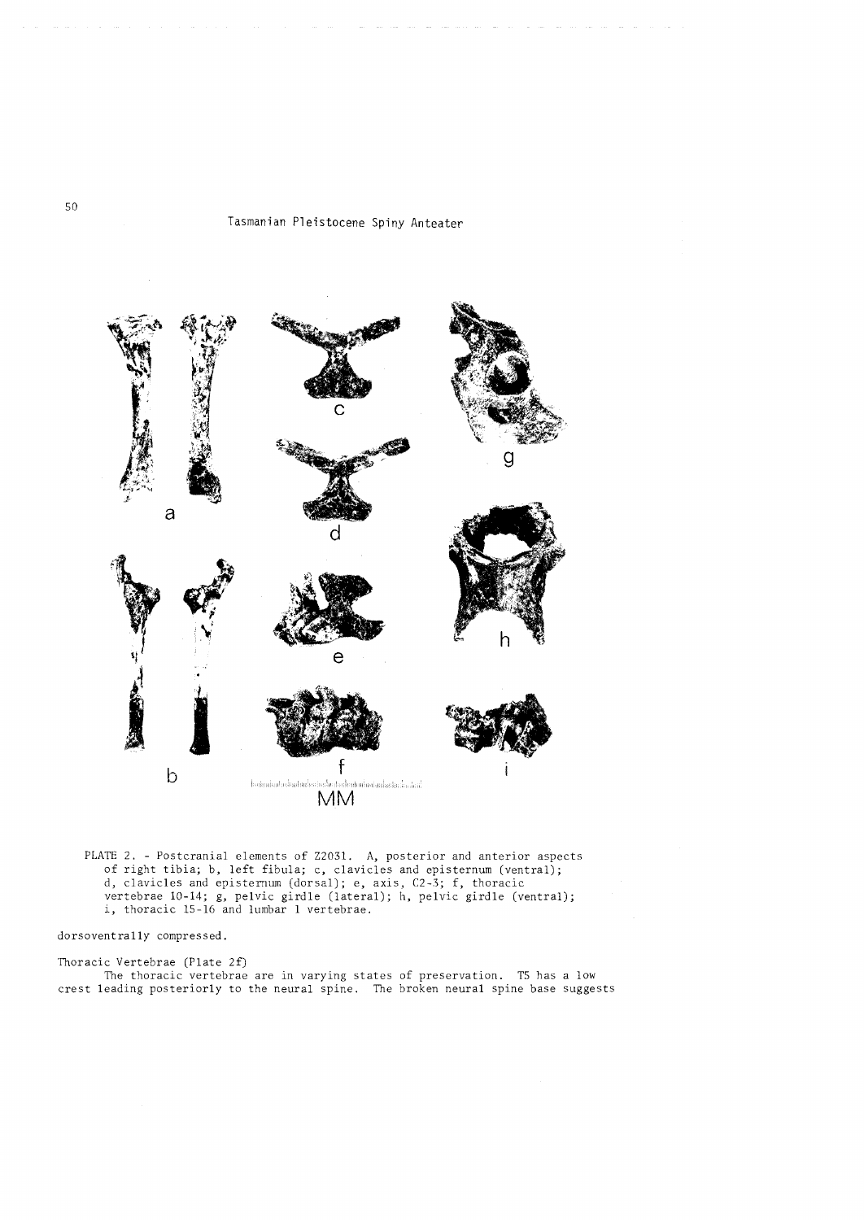PLATE 2. - Postcranial elements of Z2031. A, posterior and anterior aspects of right tibia; b, left fibula; c, clavicles and episternum (ventral); d, clavicles and episternum (dorsal); e, axis, C2-3; f, thoracic vertebrae 10-14; g, pelvic girdle (lateral); h, pelvic girdle (ventral); i, thoracic 15-16 and lumbar 1 vertebrae.

dorsoventrally compressed.

Thoracic Vertebrae (Plate 2f)

The thoracic vertebrae are in varying states of preservation. T5 has a low crest leading posteriorly to the neural spine. The broken neural spine base suggests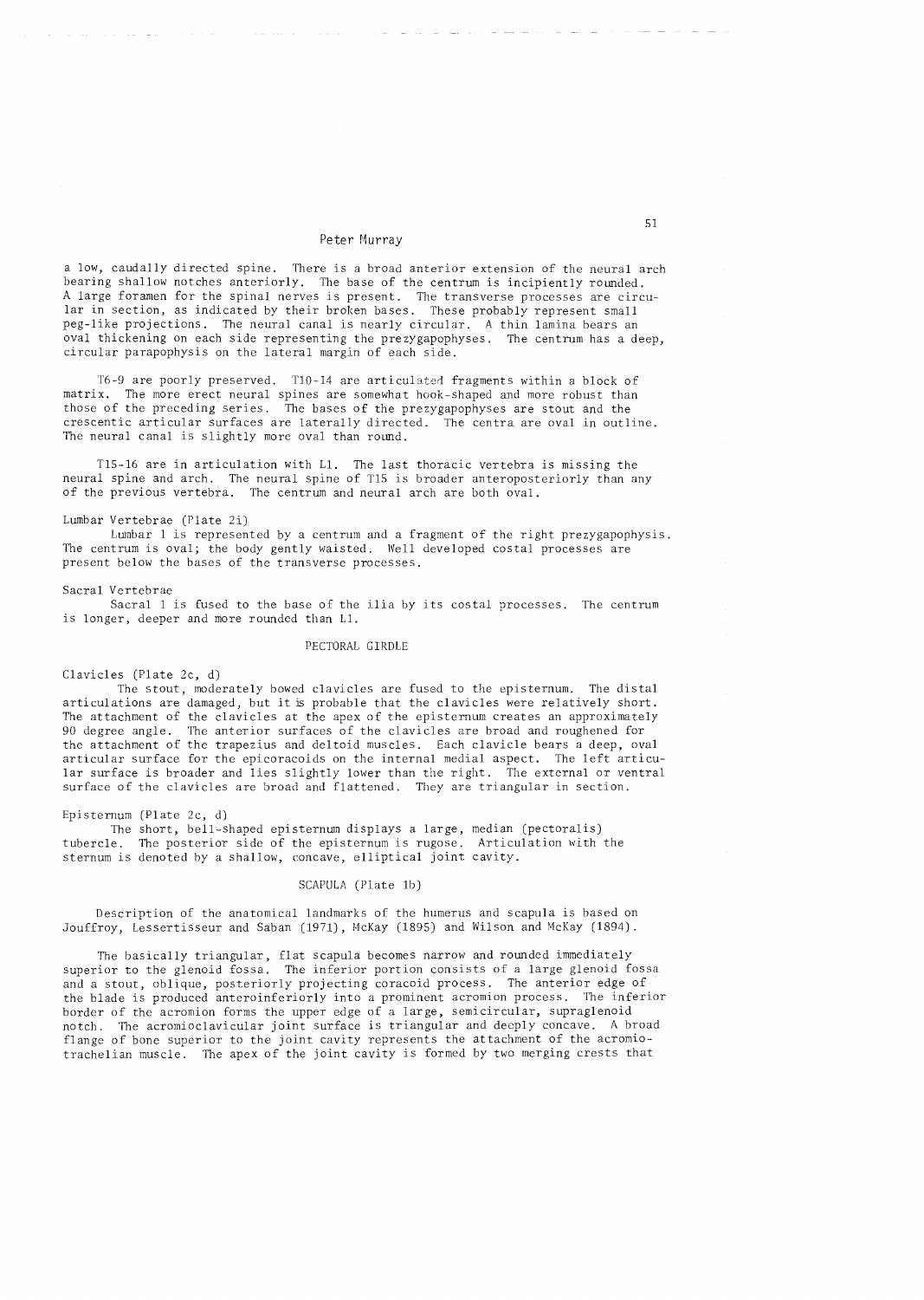a low, caudally directed spine. There is a broad anterior extension of the neural arch bearing shallow notches anteriorly. The base of the centrum is incipiently rounded. A large foramen for the spinal nerves is present. The transverse processes are circular in section, as indicated by their broken bases. These probably represent small peg-like projections. The neural canal is nearly circular. A thin lamina bears an oval thickening on each side representing the prezygapophyses. The centrum has a deep, circular parapophysis on the lateral margin of each side.

T6-9 are poorly preserved. T10-14 are articulated fragments within a block of matrix. The more erect neural spines are somewhat hook-shaped and more robust than those of the preceding series. The bases of the prezygapophyses are stout and the crescentic articular surfaces are laterally directed. The centra are oval in outline. The neural canal is slightly more oval than round.

T15-16 are in articulation with L1. The last thoracic vertebra is missing the neural spine and arch. The neural spine of T15 is broader anteroposteriorly than any of the previous vertebra. The centrum and neural arch are both oval.

Lumbar Vertebrae (Plate 2i)

Lumbar 1 is represented by a centrum and a fragment of the right prezygapophysis. The centrum is oval; the body gently waisted. Well developed costal processes are present below the bases of the transverse processes.

Sacral Vertebrae

Sacral 1 is fused to the base of the ilia by its costal processes. The centrum is longer, deeper and more rounded than L1.

## PECTORAL GIRDLE

Clavicles (Plate 2c, d)

The stout, moderately bowed clavicles are fused to the episternum. The distal articulations are damaged, but it is probable that the clavicles were relatively short. The attachment of the clavicles at the apex of the episternum creates an approximately 90 degree angle. The anterior surfaces of the clavicles are broad and roughened for the attachment of the trapezius and deltoid muscles. Each clavicle bears a deep, oval articular surface for the epicoracoids on the internal medial aspect. The left articular surface is broader and lies slightly lower than the right. The external or ventral surface of the clavicles are broad and flattened. They are triangular in section.

Episternum (Plate 2c, d)

The short, bell-shaped episternum displays a large, median (pectoralis) tubercle. The posterior side of the episternum is rugose. Articulation with the sternum is denoted by a shallow, concave, elliptical joint cavity.

## SCAPULA (Plate 1b)

Description of the anatomical landmarks of the humerus and scapula is based on Jouffroy, Lessertisseur and Saban (1971), McKay (1895) and Wilson and McKay (1894).

The basically triangular, flat scapula becomes narrow and rounded immediately superior to the glenoid fossa. The inferior portion consists of a large glenoid fossa and a stout, oblique, posteriorly projecting coracoid process. The anterior edge of the blade is produced anteroinferiorly into a prominent acromion process. The inferior border of the acromion forms the upper edge of a large, semicircular, supraglenoid notch. The acromioclavicular joint surface is triangular and deeply concave. A broad flange of bone superior to the joint cavity represents the attachment of the acromiotrachelian muscle. The apex of the joint cavity is formed by two merging crests that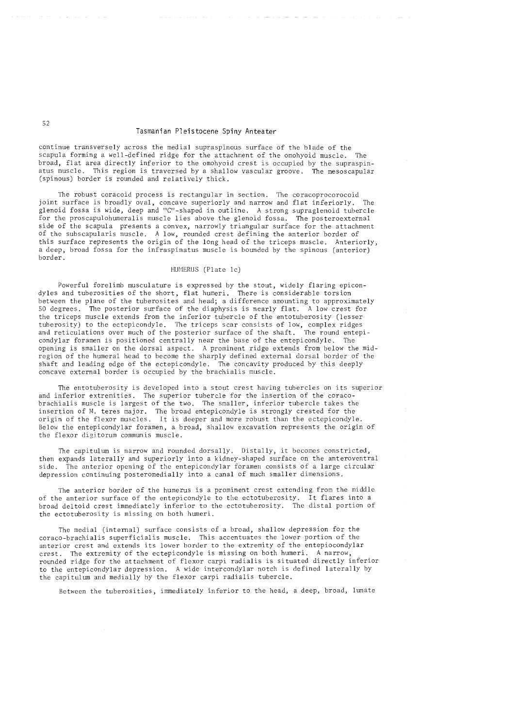continue transversely across the medial supraspinous surface of the blade of the scapula forming a well-defined ridge for the attachment of the omohyoid muscle. The broad, flat area directly inferior to the omohyoid crest is occupied by the supraspinatus muscle. This region is traversed by a shallow vascular groove. The mesoscapular (spinous) border is rounded and relatively thick.

The robust coracoid process is rectangular in section. The coracoprocorocoid joint surface is broadly oval, concave superiorly and narrow and flat inferiorly. The glenoid fossa is wide, deep and "C"-shaped in outline. A strong supraglenoid tubercle for the proscapulohumeralis muscle lies above the glenoid fossa. The posteroexternal side of the scapula presents a convex, narrowly triangular surface for the attachment of the subscapularis muscle. A low, rounded crest defining the anterior border of this surface represents the origin of the long head of the triceps muscle. Anteriorly, a deep, broad fossa for the infraspinatus muscle is bounded by the spinous (anterior) border.

## HUMERUS (Plate 1c)

Powerful forelimb musculature is expressed by the stout, widely flaring epicondyles and tuberosities of the short, flat humeri. There is considerable torsion between the plane of the tuberosites and head; a difference amounting to approximately 50 degrees. The posterior surface of the diaphysis is nearly flat. A low crest for the triceps muscle extends from the inferior tubercle of the entotuberosity (lesser tuberosity) to the ectepicondyle. The triceps scar consists of low, complex ridges and reticulations over much of the posterior surface of the shaft. The round entepicondylar foramen is positioned centrally near the base of the entepicondyle. The opening is smaller on the dorsal aspect. A prominent ridge extends from below the mid-region of the humeral head to become the sharply defined external dorsal border of the shaft and leading edge of the ectepicondyle. The concavity produced by this deeply concave external border is occupied by the brachialis muscle.

The entotuberosity is developed into a stout crest having tubercles on its superior and inferior extremities. The superior tubercle for the insertion of the coraco-brachialis muscle is largest of the two. The smaller, inferior tubercle takes the insertion of M. teres major. The broad entepicondyle is strongly crested for the origin of the flexor muscles. It is deeper and more robust than the ectepicondyle. Below the entepicondylar foramen, a broad, shallow excavation represents the origin of the flexor digitorum communis muscle.

The capitulum is narrow and rounded dorsally. Distally, it becomes constricted, then expands laterally and superiorly into a kidney-shaped surface on the anteroventral side. The anterior opening of the entepicondylar foramen consists of a large circular depression continuing posteromedially into a canal of much smaller dimensions.

The anterior border of the humerus is a prominent crest extending from the middle of the anterior surface of the entepicondyle to the ectotuberosity. It flares into a broad deltoid crest immediately inferior to the ectotuberosity. The distal portion of the ectotuberosity is missing on both humeri.

The medial (internal) surface consists of a broad, shallow depression for the coraco-brachialis superficialis muscle. This accentuates the lower portion of the anterior crest and extends its lower border to the extremity of the entepiocondylar crest. The extremity of the ectepicondyle is missing on both humeri. A narrow, rounded ridge for the attachment of flexor carpi radialis is situated directly inferior to the entepicondylar depression. A wide intercondylar notch is defined laterally by the capitulum and medially by the flexor carpi radialis tubercle.

Between the tuberosities, immediately inferior to the head, a deep, broad, lunate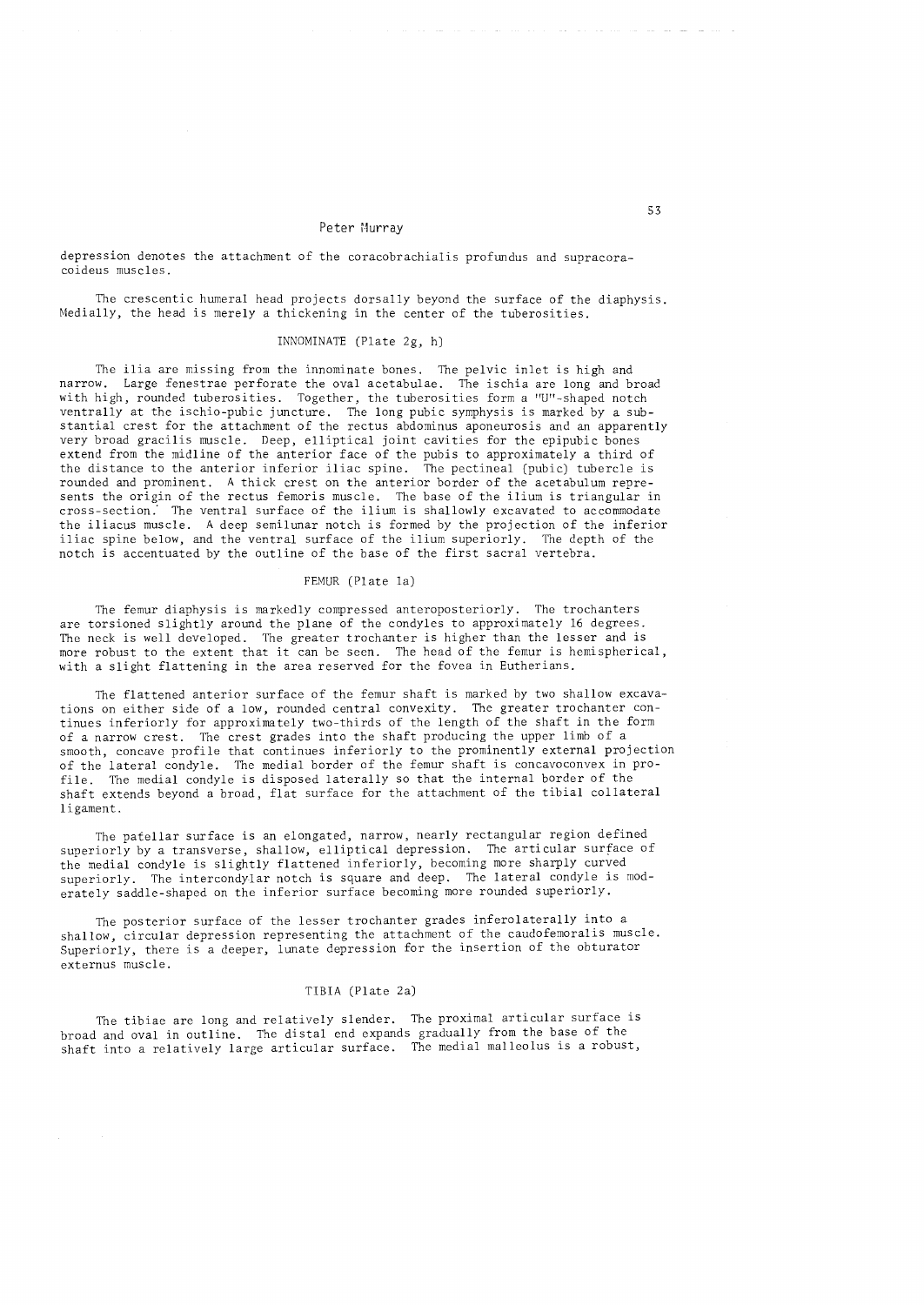depression denotes the attachment of the coracobrachialis profundus and supracoracoideus muscles.

The crescentic humeral head projects dorsally beyond the surface of the diaphysis. Medially, the head is merely a thickening in the center of the tuberosities.

## INNOMINATE (Plate 2g, h)

The ilia are missing from the innominate bones. The pelvic inlet is high and narrow. Large fenestrae perforate the oval acetabulae. The ischia are long and broad with high, rounded tuberosities. Together, the tuberosities form a "U"-shaped notch ventrally at the ischio-pubic juncture. The long pubic symphysis is marked by a substantial crest for the attachment of the rectus abdominus aponeurosis and an apparently very broad gracilis muscle. Deep, elliptical joint cavities for the epipubic bones extend from the midline of the anterior face of the pubis to approximately a third of the distance to the anterior inferior iliac spine. The pectineal (pubic) tubercle is rounded and prominent. A thick crest on the anterior border of the acetabulum represents the origin of the rectus femoris muscle. The base of the ilium is triangular in cross-section. The ventral surface of the ilium is shallowly excavated to accommodate the iliacus muscle. A deep semilunar notch is formed by the projection of the inferior iliac spine below, and the ventral surface of the ilium superiorly. The depth of the notch is accentuated by the outline of the base of the first sacral vertebra.

## FEMUR (Plate 1a)

The femur diaphysis is markedly compressed anteroposteriorly. The trochanters are torsioned slightly around the plane of the condyles to approximately 16 degrees. The neck is well developed. The greater trochanter is higher than the lesser and is more robust to the extent that it can be seen. The head of the femur is hemispherical, with a slight flattening in the area reserved for the fovea in Eutherians.

The flattened anterior surface of the femur shaft is marked by two shallow excavations on either side of a low, rounded central convexity. The greater trochanter continues inferiorly for approximately two-thirds of the length of the shaft in the form of a narrow crest. The crest grades into the shaft producing the upper limb of a smooth, concave profile that continues inferiorly to the prominently external projection of the lateral condyle. The medial border of the femur shaft is concavoconvex in profile. The medial condyle is disposed laterally so that the internal border of the shaft extends beyond a broad, flat surface for the attachment of the tibial collateral ligament.

The patellar surface is an elongated, narrow, nearly rectangular region defined superiorly by a transverse, shallow, elliptical depression. The articular surface of the medial condyle is slightly flattened inferiorly, becoming more sharply curved superiorly. The intercondylar notch is square and deep. The lateral condyle is moderately saddle-shaped on the inferior surface becoming more rounded superiorly.

The posterior surface of the lesser trochanter grades inferolaterally into a shallow, circular depression representing the attachment of the caudofemoralis muscle. Superiorly, there is a deeper, lunate depression for the insertion of the obturator externus muscle.

## TIBIA (Plate 2a)

The tibiae are long and relatively slender. The proximal articular surface is broad and oval in outline. The distal end expands gradually from the base of the shaft into a relatively large articular surface. The medial malleolus is a robust,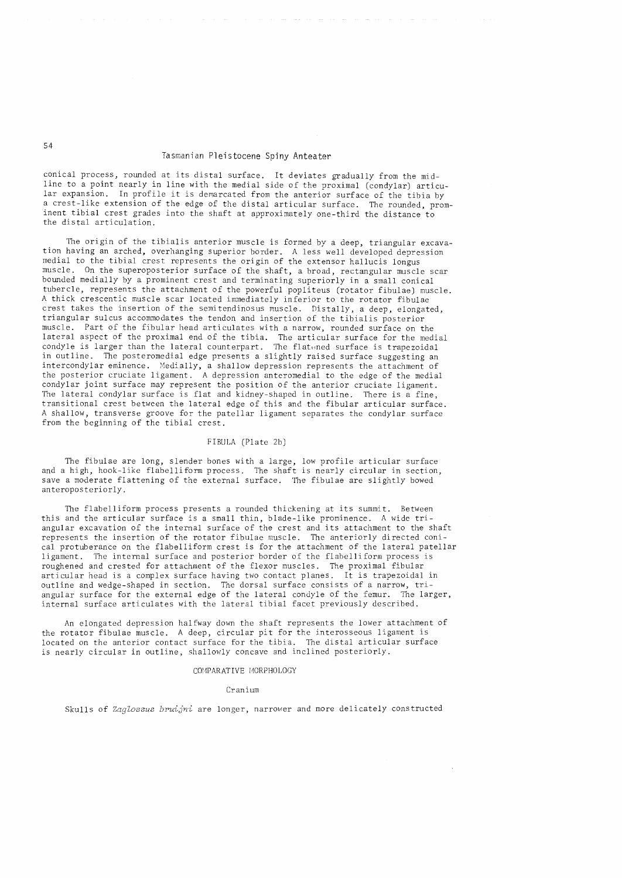conical process, rounded at its distal surface. It deviates gradually from the midline to a point nearly in line with the medial side of the proximal (condylar) articular expansion. In profile it is demarcated from the anterior surface of the tibia by a crest-like extension of the edge of the distal articular surface. The rounded, prominent tibial crest grades into the shaft at approximately one-third the distance to the distal articulation.

The origin of the tibialis anterior muscle is formed by a deep, triangular excavation having an arched, overhanging superior border. A less well developed depression medial to the tibial crest represents the origin of the extensor hallucis longus muscle. On the superoposterior surface of the shaft, a broad, rectangular muscle scar bounded medially by a prominent crest and terminating superiorly in a small conical tubercle, represents the attachment of the powerful popliteus (rotator fibulae) muscle. A thick crescentic muscle scar located immediately inferior to the rotator fibulae crest takes the insertion of the semitendinosus muscle. Distally, a deep, elongated, triangular sulcus accommodates the tendon and insertion of the tibialis posterior muscle. Part of the fibular head articulates with a narrow, rounded surface on the lateral aspect of the proximal end of the tibia. The articular surface for the medial condyle is larger than the lateral counterpart. The flattened surface is trapezoidal in outline. The posteromedial edge presents a slightly raised surface suggesting an intercondylar eminence. Medially, a shallow depression represents the attachment of the posterior cruciate ligament. A depression anteromedial to the edge of the medial condylar joint surface may represent the position of the anterior cruciate ligament. The lateral condylar surface is flat and kidney-shaped in outline. There is a fine, transitional crest between the lateral edge of this and the fibular articular surface. A shallow, transverse groove for the patellar ligament separates the condylar surface from the beginning of the tibial crest.

## FIBULA (Plate 2b)

The fibulae are long, slender bones with a large, low profile articular surface and a high, hook-like flabelliform process. The shaft is nearly circular in section, save a moderate flattening of the external surface. The fibulae are slightly bowed anteroposteriorly.

The flabelliform process presents a rounded thickening at its summit. Between this and the articular surface is a small thin, blade-like prominence. A wide triangular excavation of the internal surface of the crest and its attachment to the shaft represents the insertion of the rotator fibulae muscle. The anteriorly directed conical protuberance on the flabelliform crest is for the attachment of the lateral patellar ligament. The internal surface and posterior border of the flabelliform process is roughened and crested for attachment of the flexor muscles. The proximal fibular articular head is a complex surface having two contact planes. It is trapezoidal in outline and wedge-shaped in section. The dorsal surface consists of a narrow, triangular surface for the external edge of the lateral condyle of the femur. The larger, internal surface articulates with the lateral tibial facet previously described.

An elongated depression halfway down the shaft represents the lower attachment of the rotator fibulae muscle. A deep, circular pit for the interosseous ligament is located on the anterior contact surface for the tibia. The distal articular surface is nearly circular in outline, shallowly concave and inclined posteriorly.

## COMPARATIVE MORPHOLOGY

### Cranium

Skulls of *Zaglossus bruijni* are longer, narrower and more delicately constructed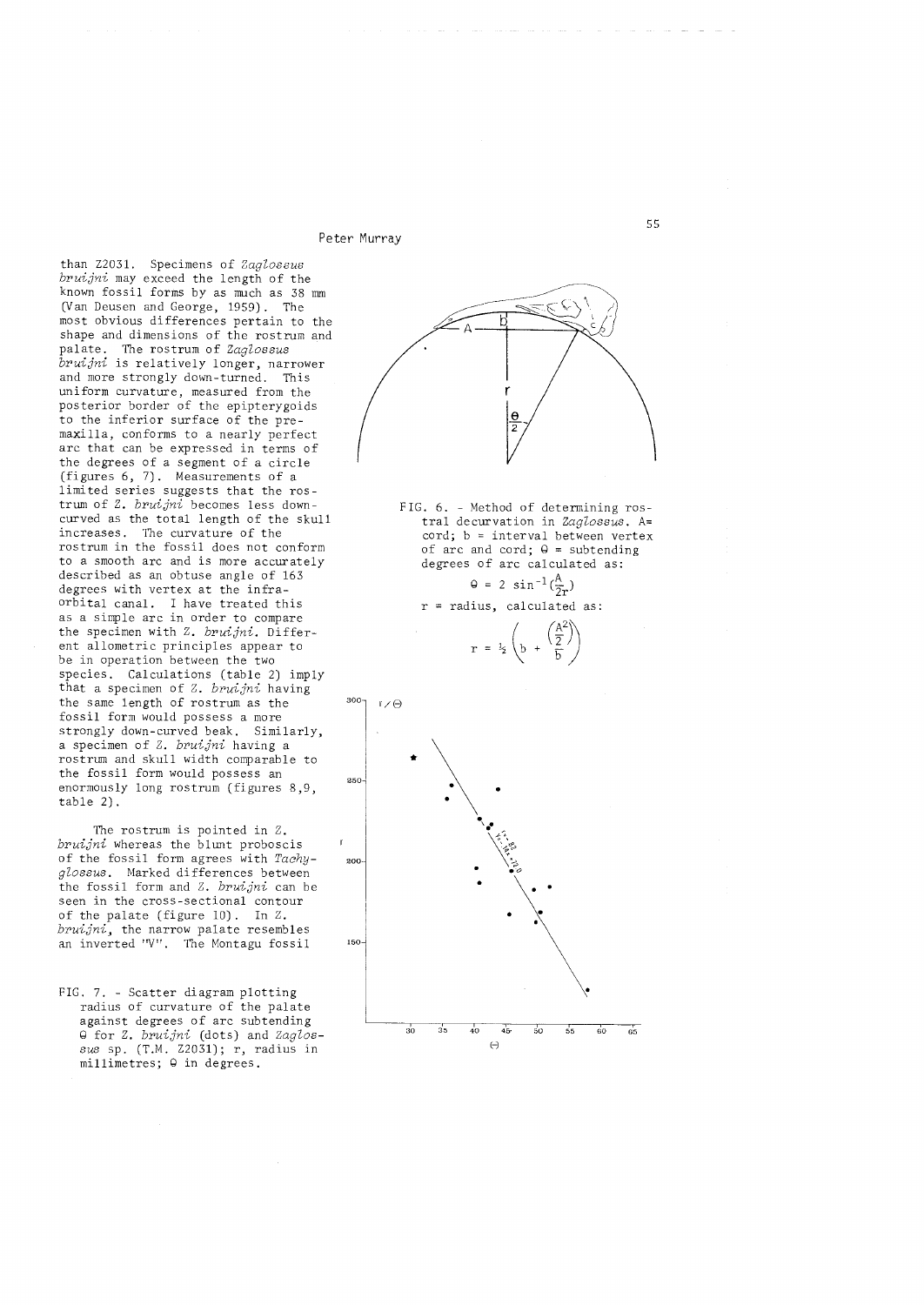than Z2031. Specimens of *Zaglossus bruijni* may exceed the length of the known fossil forms by as much as 38 mm (Van Deusen and George, 1959). The most obvious differences pertain to the shape and dimensions of the rostrum and palate. The rostrum of *Zaglossus bruijni* is relatively longer, narrower and more strongly down-turned. This uniform curvature, measured from the posterior border of the epipterygoids to the inferior surface of the premaxilla, conforms to a nearly perfect arc that can be expressed in terms of the degrees of a segment of a circle (figures 6, 7). Measurements of a limited series suggests that the rostrum of *Z. bruijni* becomes less downcurved as the total length of the skull increases. The curvature of the rostrum in the fossil does not conform to a smooth arc and is more accurately described as an obtuse angle of 163 degrees with vertex at the infraorbital canal. I have treated this as a simple arc in order to compare the specimen with *Z. bruijni*. Different allometric principles appear to be in operation between the two species. Calculations (table 2) imply that a specimen of *Z. bruijni* having the same length of rostrum as the fossil form would possess a more strongly down-curved beak. Similarly, a specimen of *Z. bruijni* having a rostrum and skull width comparable to the fossil form would possess an enormously long rostrum (figures 8,9, table 2).

The rostrum is pointed in *Z. bruijni* whereas the blunt proboscis of the fossil form agrees with *Tachyglossus*. Marked differences between the fossil form and *Z. bruijni* can be seen in the cross-sectional contour of the palate (figure 10). In *Z. bruijni*, the narrow palate resembles an inverted "V". The Montagu fossil

FIG. 6. - Method of determining rostral decurvation in *Zaglossus*. A= cord; b = interval between vertex of arc and cord; $\theta$ = subtending degrees of arc calculated as:

$$\theta = 2 \sin^{-1}\left(\frac{A}{2r}\right)$$

r = radius, calculated as:

$$r = \tfrac{1}{2}\left(b + \frac{\left(\frac{A^2}{2}\right)}{b}\right)$$

FIG. 7. - Scatter diagram plotting radius of curvature of the palate against degrees of arc subtending $\theta$ for *Z. bruijni* (dots) and *Zaglossus* sp. (T.M. Z2031); r, radius in millimetres; $\theta$ in degrees.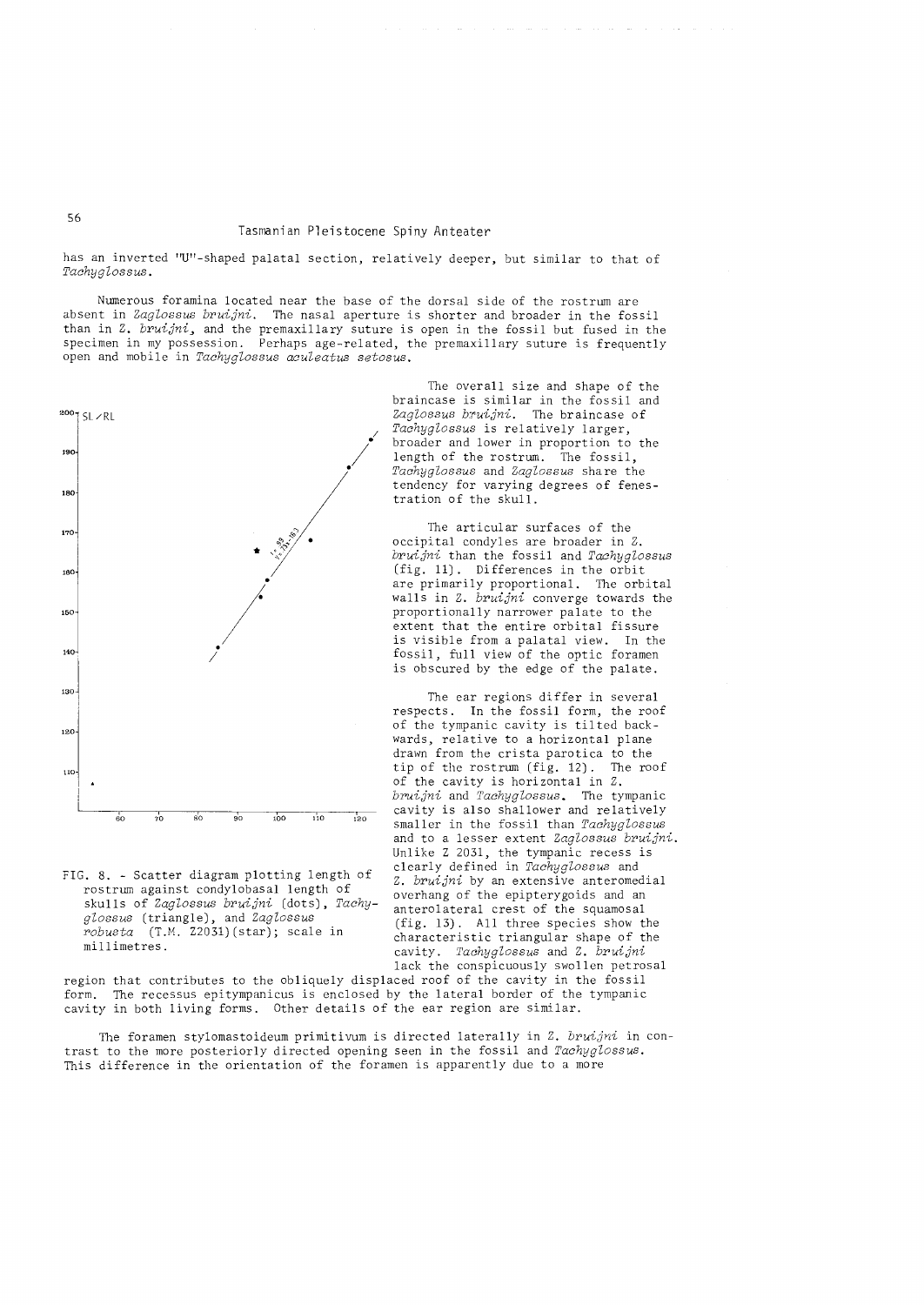has an inverted "U"-shaped palatal section, relatively deeper, but similar to that of *Tachyglossus*.

Numerous foramina located near the base of the dorsal side of the rostrum are absent in *Zaglossus bruijni*. The nasal aperture is shorter and broader in the fossil than in *Z. bruijni*, and the premaxillary suture is open in the fossil but fused in the specimen in my possession. Perhaps age-related, the premaxillary suture is frequently open and mobile in *Tachyglossus aculeatus setosus*.

FIG. 8. - Scatter diagram plotting length of rostrum against condylobasal length of skulls of *Zaglossus bruijni* (dots), *Tachyglossus* (triangle), and *Zaglossus robusta* (T.M. Z2031)(star); scale in millimetres.

The overall size and shape of the braincase is similar in the fossil and *Zaglossus bruijni*. The braincase of *Tachyglossus* is relatively larger, broader and lower in proportion to the length of the rostrum. The fossil, *Tachyglossus* and *Zaglossus* share the tendency for varying degrees of fenestration of the skull.

The articular surfaces of the occipital condyles are broader in *Z. bruijni* than the fossil and *Tachyglossus* (fig. 11). Differences in the orbit are primarily proportional. The orbital walls in *Z. bruijni* converge towards the proportionally narrower palate to the extent that the entire orbital fissure is visible from a palatal view. In the fossil, full view of the optic foramen is obscured by the edge of the palate.

The ear regions differ in several respects. In the fossil form, the roof of the tympanic cavity is tilted backwards, relative to a horizontal plane drawn from the crista parotica to the tip of the rostrum (fig. 12). The roof of the cavity is horizontal in *Z. bruijni* and *Tachyglossus*. The tympanic cavity is also shallower and relatively smaller in the fossil than *Tachyglossus* and to a lesser extent *Zaglossus bruijni*. Unlike Z 2031, the tympanic recess is clearly defined in *Tachyglossus* and *Z. bruijni* by an extensive anteromedial overhang of the epipterygoids and an anterolateral crest of the squamosal (fig. 13). All three species show the characteristic triangular shape of the cavity. *Tachyglossus* and *Z. bruijni* lack the conspicuously swollen petrosal region that contributes to the obliquely displaced roof of the cavity in the fossil form. The recessus epitympanicus is enclosed by the lateral border of the tympanic cavity in both living forms. Other details of the ear region are similar.

The foramen stylomastoideum primitivum is directed laterally in *Z. bruijni* in contrast to the more posteriorly directed opening seen in the fossil and *Tachyglossus*. This difference in the orientation of the foramen is apparently due to a more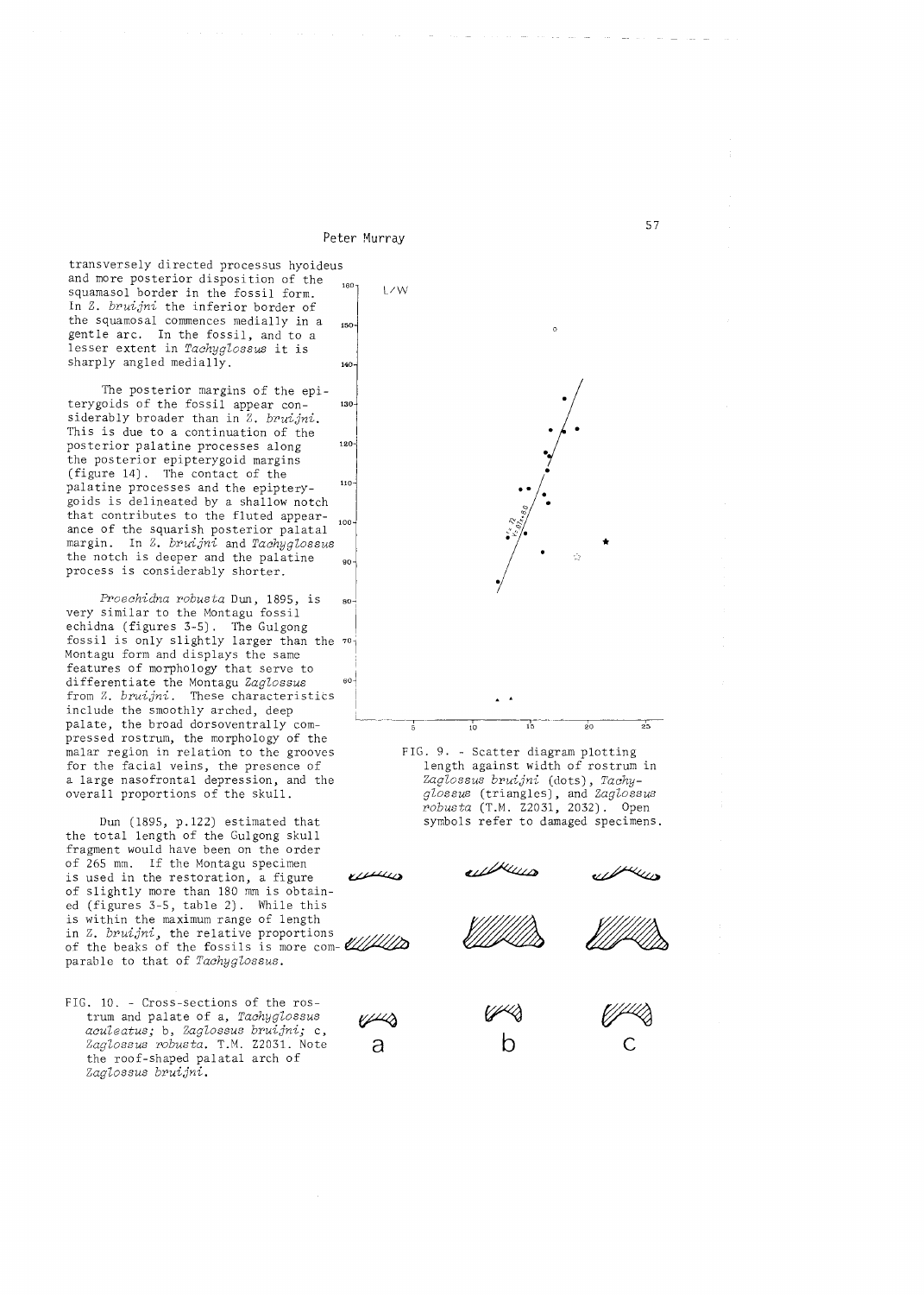transversely directed processus hyoideus and more posterior disposition of the squamasol border in the fossil form. In *Z. bruijni* the inferior border of the squamosal commences medially in a gentle arc. In the fossil, and to a lesser extent in *Tachyglossus* it is sharply angled medially.

The posterior margins of the epipterygoids of the fossil appear considerably broader than in *Z. bruijni*. This is due to a continuation of the posterior palatine processes along the posterior epipterygoid margins (figure 14). The contact of the palatine processes and the epipterygoids is delineated by a shallow notch that contributes to the fluted appearance of the squarish posterior palatal margin. In *Z. bruijni* and *Tachyglossus* the notch is deeper and the palatine process is considerably shorter.

*Proechidna robusta* Dun, 1895, is very similar to the Montagu fossil echidna (figures 3-5). The Gulgong fossil is only slightly larger than the Montagu form and displays the same features of morphology that serve to differentiate the Montagu *Zaglossus* from *Z. bruijni*. These characteristics include the smoothly arched, deep palate, the broad dorsoventrally compressed rostrum, the morphology of the malar region in relation to the grooves for the facial veins, the presence of a large nasofrontal depression, and the overall proportions of the skull.

Dun (1895, p.122) estimated that the total length of the Gulgong skull fragment would have been on the order of 265 mm. If the Montagu specimen is used in the restoration, a figure of slightly more than 180 mm is obtained (figures 3-5, table 2). While this is within the maximum range of length in *Z. bruijni*, the relative proportions of the beaks of the fossils is more comparable to that of *Tachyglossus*.

FIG. 9. - Scatter diagram plotting length against width of rostrum in *Zaglossus bruijni* (dots), *Tachyglossus* (triangles), and *Zaglossus robusta* (T.M. Z2031, 2032). Open symbols refer to damaged specimens.

FIG. 10. - Cross-sections of the rostrum and palate of a, *Tachyglossus aculeatus*; b, *Zaglossus bruijni*; c, *Zaglossus robusta*. T.M. Z2031. Note the roof-shaped palatal arch of *Zaglossus bruijni*.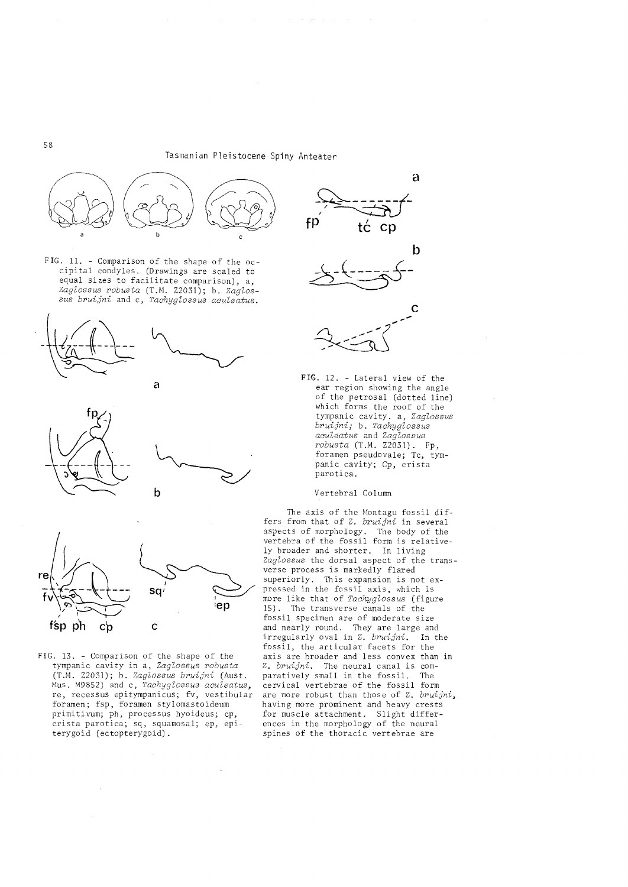FIG. 11. - Comparison of the shape of the occipital condyles. (Drawings are scaled to equal sizes to facilitate comparison), a, *Zaglossus robusta* (T.M. Z2031); b. *Zaglossus bruijni* and c, *Tachyglossus aculeatus*.

FIG. 13. - Comparison of the shape of the tympanic cavity in a, *Zaglossus robusta* (T.M. Z2031); b. *Zaglossus bruijni* (Aust. Mus. M9852) and c, *Tachyglossus aculeatus*, re, recessus epitympanicus; fv, vestibular foramen; fsp, foramen stylomastoideum primitivum; ph, processus hyoideus; cp, crista parotica; sq, squamosal; ep, epiterygoid (ectopterygoid).

FIG. 12. - Lateral view of the ear region showing the angle of the petrosal (dotted line) which forms the roof of the tympanic cavity. a, *Zaglossus bruijni;* b. *Tachyglossus aculeatus* and *Zaglossus robusta* (T.M. Z2031). Fp, foramen pseudovale; Tc, tympanic cavity; Cp, crista parotica.

### Vertebral Column

The axis of the Montagu fossil differs from that of *Z. bruijni* in several aspects of morphology. The body of the vertebra of the fossil form is relatively broader and shorter. In living *Zaglossus* the dorsal aspect of the transverse process is markedly flared superiorly. This expansion is not expressed in the fossil axis, which is more like that of *Tachyglossus* (figure 15). The transverse canals of the fossil specimen are of moderate size and nearly round. They are large and irregularly oval in *Z. bruijni*. In the fossil, the articular facets for the axis are broader and less convex than in *Z. bruijni*. The neural canal is comparatively small in the fossil. The cervical vertebrae of the fossil form are more robust than those of *Z. bruijni*, having more prominent and heavy crests for muscle attachment. Slight differences in the morphology of the neural spines of the thoracic vertebrae are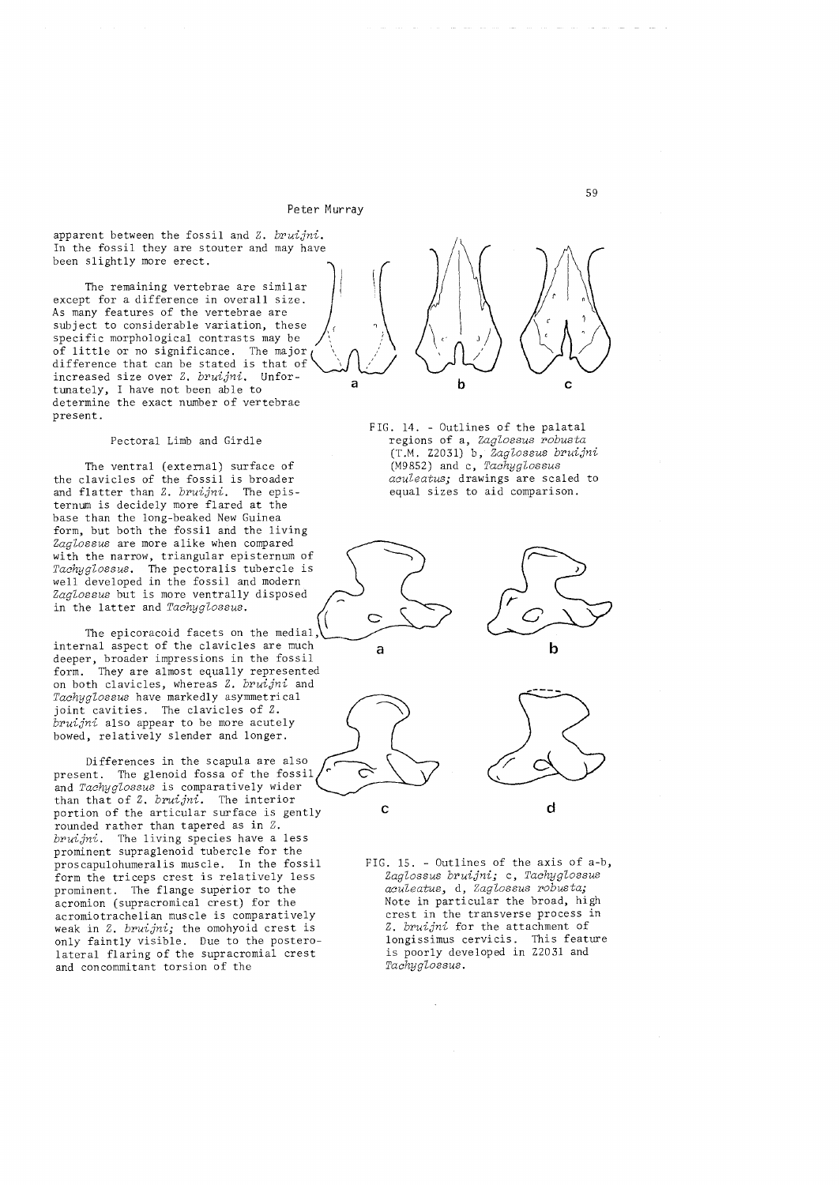apparent between the fossil and *Z. bruijni*. In the fossil they are stouter and may have been slightly more erect.

The remaining vertebrae are similar except for a difference in overall size. As many features of the vertebrae are subject to considerable variation, these specific morphological contrasts may be of little or no significance. The major difference that can be stated is that of increased size over *Z. bruijni*. Unfortunately, I have not been able to determine the exact number of vertebrae present.

### Pectoral Limb and Girdle

The ventral (external) surface of the clavicles of the fossil is broader and flatter than *Z. bruijni*. The episternum is decidely more flared at the base than the long-beaked New Guinea form, but both the fossil and the living *Zaglossus* are more alike when compared with the narrow, triangular episternum of *Tachyglossus*. The pectoralis tubercle is well developed in the fossil and modern *Zaglossus* but is more ventrally disposed in the latter and *Tachyglossus*.

The epicoracoid facets on the medial, internal aspect of the clavicles are much deeper, broader impressions in the fossil form. They are almost equally represented on both clavicles, whereas *Z. bruijni* and *Tachyglossus* have markedly asymmetrical joint cavities. The clavicles of *Z. bruijni* also appear to be more acutely bowed, relatively slender and longer.

Differences in the scapula are also present. The glenoid fossa of the fossil and *Tachyglossus* is comparatively wider than that of *Z. bruijni*. The interior portion of the articular surface is gently rounded rather than tapered as in *Z. bruijni*. The living species have a less prominent supraglenoid tubercle for the proscapulohumeralis muscle. In the fossil form the triceps crest is relatively less prominent. The flange superior to the acromion (supracromical crest) for the acromiotrachelian muscle is comparatively weak in *Z. bruijni*; the omohyoid crest is only faintly visible. Due to the posterolateral flaring of the supracromial crest and concommitant torsion of the

FIG. 14. - Outlines of the palatal regions of a, *Zaglossus robusta* (T.M. Z2031) b, *Zaglossus bruijni* (M9852) and c, *Tachyglossus aculeatus*; drawings are scaled to equal sizes to aid comparison.

FIG. 15. - Outlines of the axis of a-b, *Zaglossus bruijni*; c, *Tachyglossus aculeatus*, d, *Zaglossus robusta*; Note in particular the broad, high crest in the transverse process in *Z. bruijni* for the attachment of longissimus cervicis. This feature is poorly developed in Z2031 and *Tachyglossus*.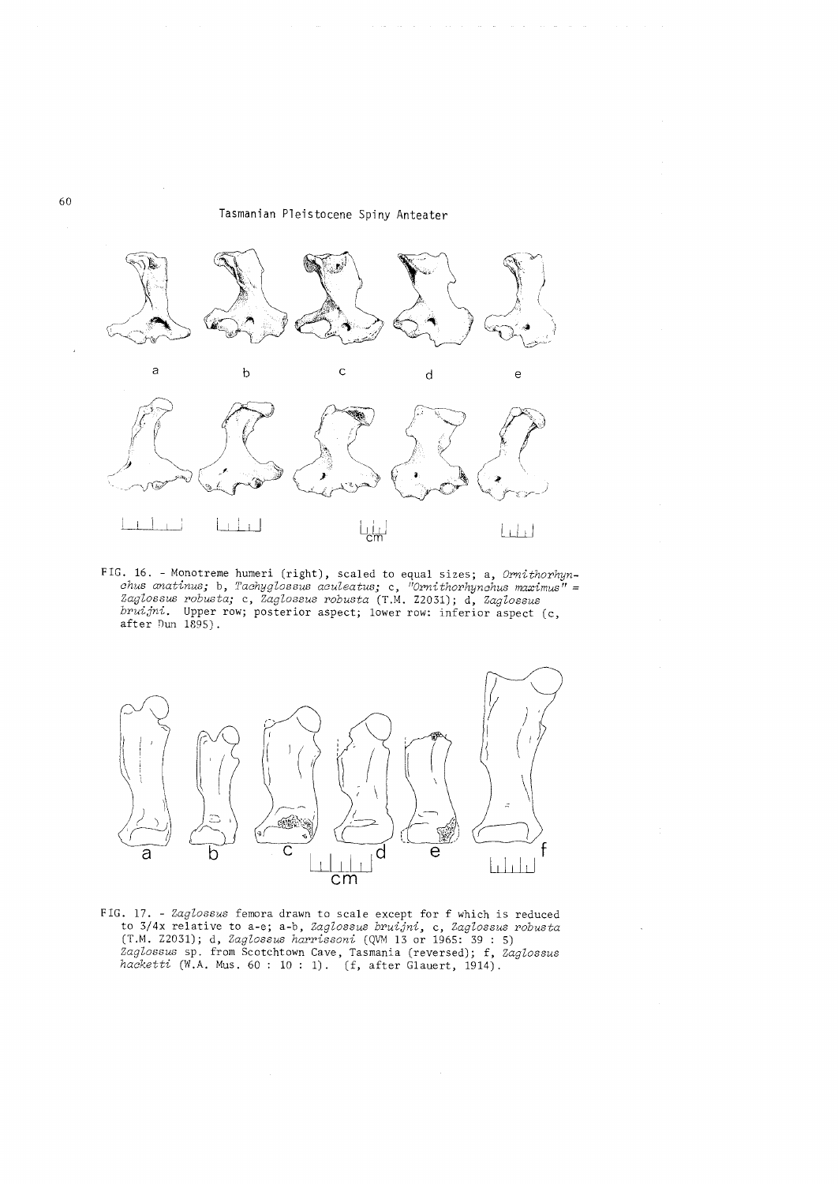FIG. 16. - Monotreme humeri (right), scaled to equal sizes; a, *Ornithorhynchus anatinus;* b, *Tachyglossus aculeatus;* c, *"Ornithorhynchus maximus" = Zaglossus robusta;* c, *Zaglossus robusta* (T.M. Z2031); d, *Zaglossus bruijni*. Upper row; posterior aspect; lower row: inferior aspect (c, after Dun 1895).

FIG. 17. - *Zaglossus* femora drawn to scale except for f which is reduced to 3/4x relative to a-e; a-b, *Zaglossus bruijni*, c, *Zaglossus robusta* (T.M. Z2031); d, *Zaglossus harrissoni* (QVM 13 or 1965: 39 : 5) *Zaglossus* sp. from Scotchtown Cave, Tasmania (reversed); f, *Zaglossus hacketti* (W.A. Mus. 60 : 10 : 1). (f, after Glauert, 1914).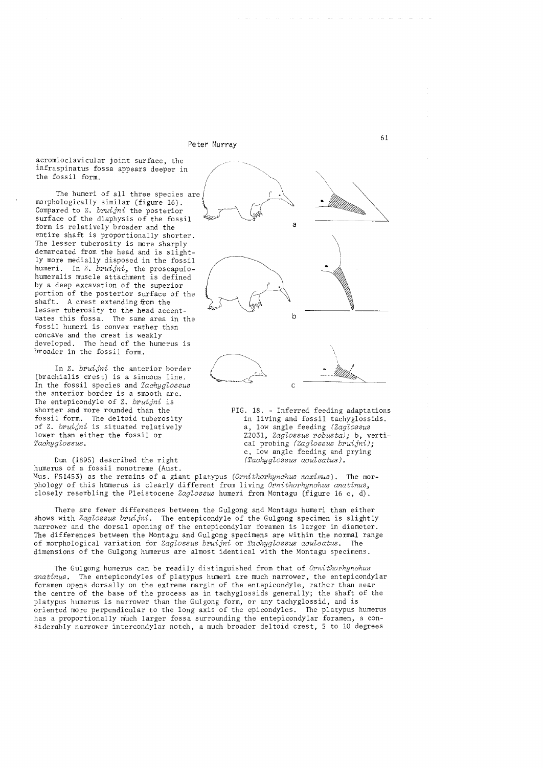acromioclavicular joint surface, the infraspinatus fossa appears deeper in the fossil form.

The humeri of all three species are morphologically similar (figure 16). Compared to *Z. bruijni* the posterior surface of the diaphysis of the fossil form is relatively broader and the entire shaft is proportionally shorter. The lesser tuberosity is more sharply demarcated from the head and is slightly more medially disposed in the fossil humeri. In *Z. bruijni*, the proscapulohumeralis muscle attachment is defined by a deep excavation of the superior portion of the posterior surface of the shaft. A crest extending from the lesser tuberosity to the head accentuates this fossa. The same area in the fossil humeri is convex rather than concave and the crest is weakly developed. The head of the humerus is broader in the fossil form.

In *Z. bruijni* the anterior border (brachialis crest) is a sinuous line. In the fossil species and *Tachyglossus* the anterior border is a smooth arc. The entepicondyle of *Z. bruijni* is shorter and more rounded than the fossil form. The deltoid tuberosity of *Z. bruijni* is situated relatively lower than either the fossil or *Tachyglossus*.

FIG. 18. - Inferred feeding adaptations in living and fossil tachyglossids. a, low angle feeding *(Zaglossus* Z2031, *Zaglossus robusta)*; b, vertical probing *(Zaglossus bruijni)*; c, low angle feeding and prying *(Tachyglossus aculeatus)*.

Dun (1895) described the right humerus of a fossil monotreme (Aust. Mus. F51453) as the remains of a giant platypus (*Ornithorhynchus maximus*). The morphology of this humerus is clearly different from living *Ornithorhynchus anatinus*, closely resembling the Pleistocene *Zaglossus* humeri from Montagu (figure 16 c, d).

There are fewer differences between the Gulgong and Montagu humeri than either shows with *Zaglossus bruijni*. The entepicondyle of the Gulgong specimen is slightly narrower and the dorsal opening of the entepicondylar foramen is larger in diameter. The differences between the Montagu and Gulgong specimens are within the normal range of morphological variation for *Zaglossus bruijni* or *Tachyglossus aculeatus*. The dimensions of the Gulgong humerus are almost identical with the Montagu specimens.

The Gulgong humerus can be readily distinguished from that of *Ornithorhynchus anatinus*. The entepicondyles of platypus humeri are much narrower, the entepicondylar foramen opens dorsally on the extreme margin of the entepicondyle, rather than near the centre of the base of the process as in tachyglossids generally; the shaft of the platypus humerus is narrower than the Gulgong form, or any tachyglossid, and is oriented more perpendicular to the long axis of the epicondyles. The platypus humerus has a proportionally much larger fossa surrounding the entepicondylar foramen, a considerably narrower intercondylar notch, a much broader deltoid crest, 5 to 10 degrees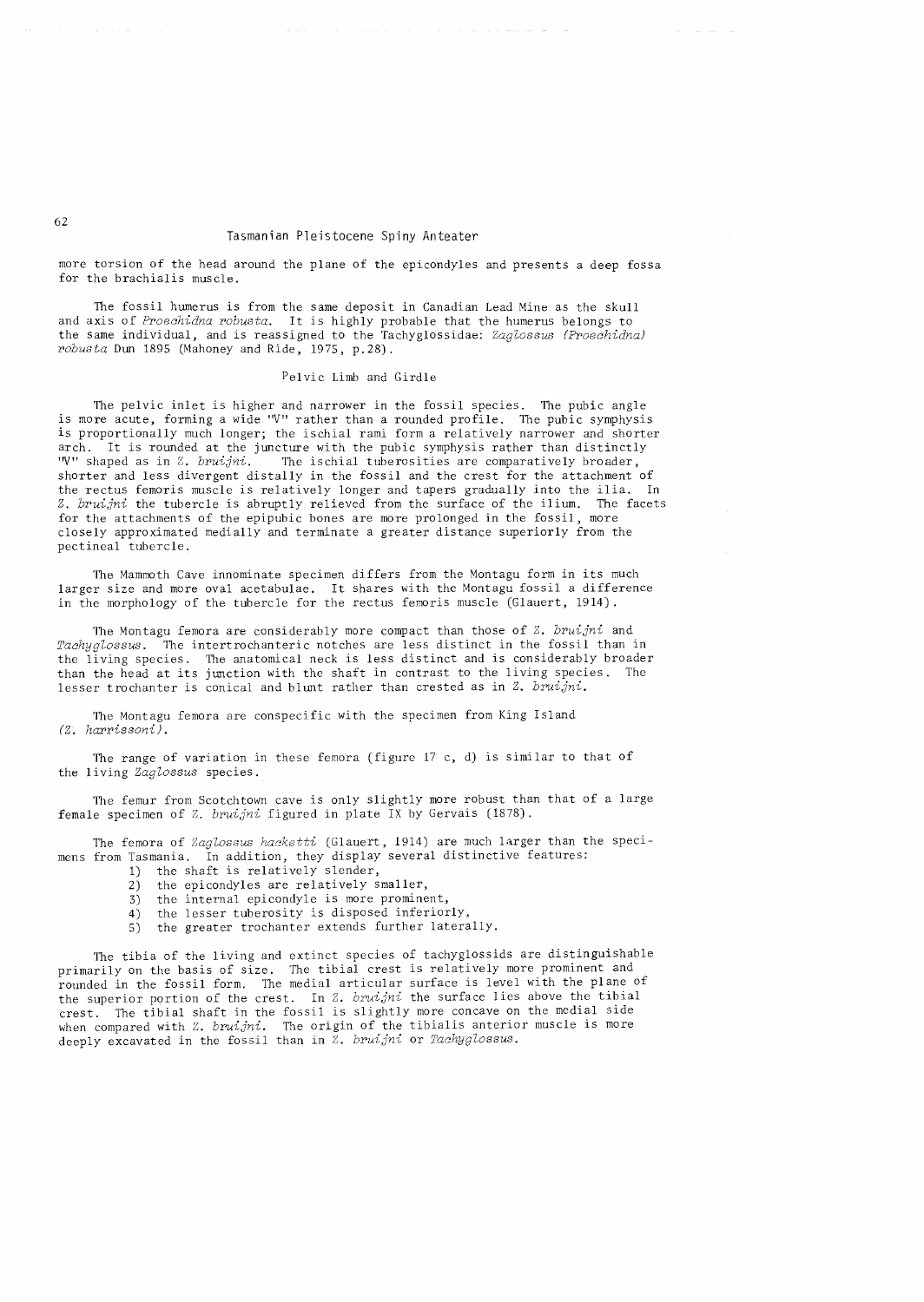more torsion of the head around the plane of the epicondyles and presents a deep fossa for the brachialis muscle.

The fossil humerus is from the same deposit in Canadian Lead Mine as the skull and axis of *Proechidna robusta*. It is highly probable that the humerus belongs to the same individual, and is reassigned to the Tachyglossidae: *Zaglossus (Proechidna) robusta* Dun 1895 (Mahoney and Ride, 1975, p.28).

## Pelvic Limb and Girdle

The pelvic inlet is higher and narrower in the fossil species. The pubic angle is more acute, forming a wide "V" rather than a rounded profile. The pubic symphysis is proportionally much longer; the ischial rami form a relatively narrower and shorter arch. It is rounded at the juncture with the pubic symphysis rather than distinctly "V" shaped as in *Z. bruijni*. The ischial tuberosities are comparatively broader, shorter and less divergent distally in the fossil and the crest for the attachment of the rectus femoris muscle is relatively longer and tapers gradually into the ilia. In *Z. bruijni* the tubercle is abruptly relieved from the surface of the ilium. The facets for the attachments of the epipubic bones are more prolonged in the fossil, more closely approximated medially and terminate a greater distance superiorly from the pectineal tubercle.

The Mammoth Cave innominate specimen differs from the Montagu form in its much larger size and more oval acetabulae. It shares with the Montagu fossil a difference in the morphology of the tubercle for the rectus femoris muscle (Glauert, 1914).

The Montagu femora are considerably more compact than those of *Z. bruijni* and *Tachyglossus*. The intertrochanteric notches are less distinct in the fossil than in the living species. The anatomical neck is less distinct and is considerably broader than the head at its junction with the shaft in contrast to the living species. The lesser trochanter is conical and blunt rather than crested as in *Z. bruijni*.

The Montagu femora are conspecific with the specimen from King Island (*Z. harrissoni*).

The range of variation in these femora (figure 17 c, d) is similar to that of the living *Zaglossus* species.

The femur from Scotchtown cave is only slightly more robust than that of a large female specimen of *Z. bruijni* figured in plate IX by Gervais (1878).

The femora of *Zaglossus hacketti* (Glauert, 1914) are much larger than the specimens from Tasmania. In addition, they display several distinctive features:

1) the shaft is relatively slender,
2) the epicondyles are relatively smaller,
3) the internal epicondyle is more prominent,
4) the lesser tuberosity is disposed inferiorly,
5) the greater trochanter extends further laterally.

The tibia of the living and extinct species of tachyglossids are distinguishable primarily on the basis of size. The tibial crest is relatively more prominent and rounded in the fossil form. The medial articular surface is level with the plane of the superior portion of the crest. In *Z. bruijni* the surface lies above the tibial crest. The tibial shaft in the fossil is slightly more concave on the medial side when compared with *Z. bruijni*. The origin of the tibialis anterior muscle is more deeply excavated in the fossil than in *Z. bruijni* or *Tachyglossus*.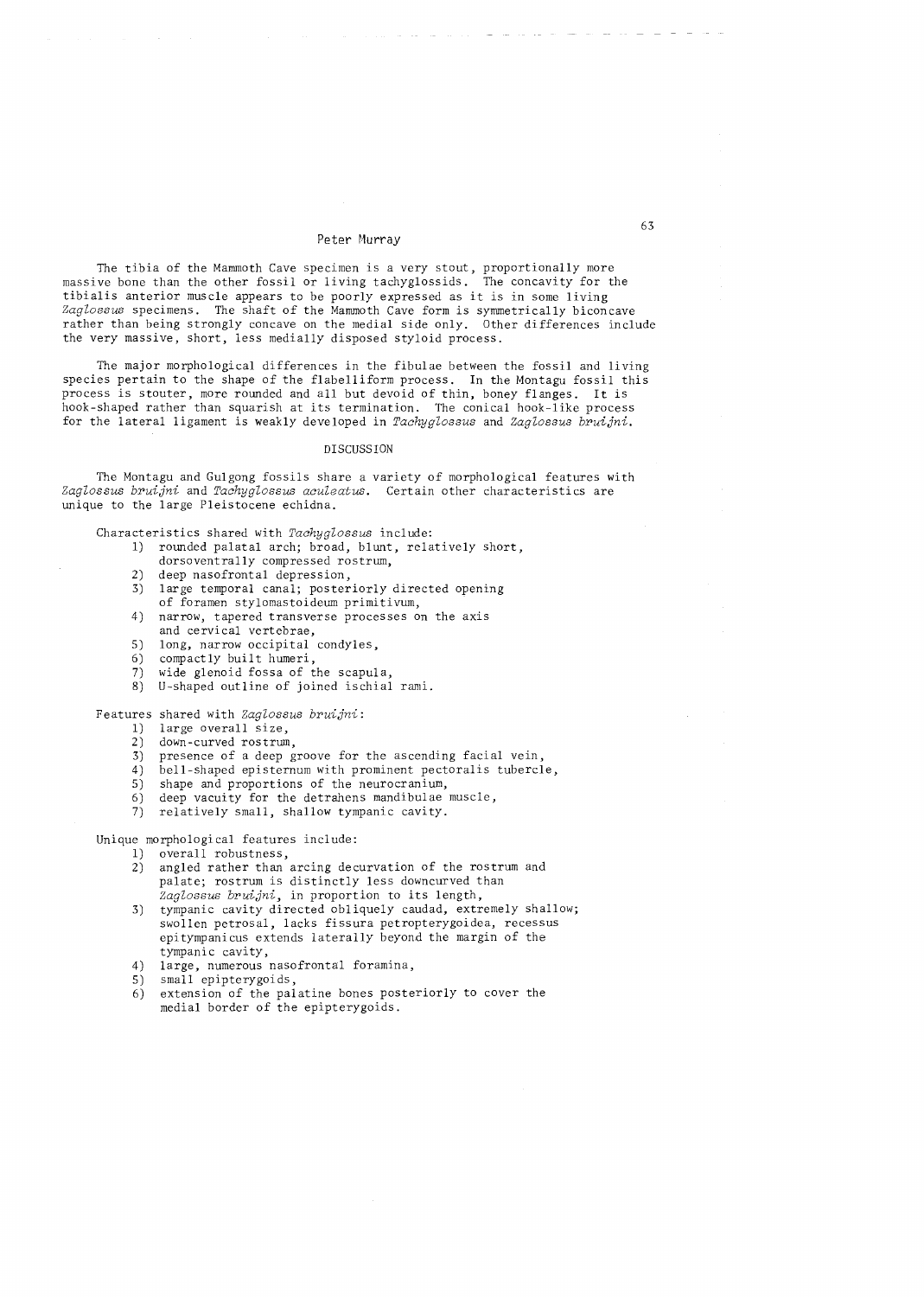The tibia of the Mammoth Cave specimen is a very stout, proportionally more massive bone than the other fossil or living tachyglossids. The concavity for the tibialis anterior muscle appears to be poorly expressed as it is in some living *Zaglossus* specimens. The shaft of the Mammoth Cave form is symmetrically biconcave rather than being strongly concave on the medial side only. Other differences include the very massive, short, less medially disposed styloid process.

The major morphological differences in the fibulae between the fossil and living species pertain to the shape of the flabelliform process. In the Montagu fossil this process is stouter, more rounded and all but devoid of thin, boney flanges. It is hook-shaped rather than squarish at its termination. The conical hook-like process for the lateral ligament is weakly developed in *Tachyglossus* and *Zaglossus bruijni*.

## DISCUSSION

The Montagu and Gulgong fossils share a variety of morphological features with *Zaglossus bruijni* and *Tachyglossus aculeatus*. Certain other characteristics are unique to the large Pleistocene echidna.

Characteristics shared with *Tachyglossus* include:

1) rounded palatal arch; broad, blunt, relatively short, dorsoventrally compressed rostrum,
2) deep nasofrontal depression,
3) large temporal canal; posteriorly directed opening of foramen stylomastoideum primitivum,
4) narrow, tapered transverse processes on the axis and cervical vertebrae,
5) long, narrow occipital condyles,
6) compactly built humeri,
7) wide glenoid fossa of the scapula,
8) U-shaped outline of joined ischial rami.

Features shared with *Zaglossus bruijni*:

1) large overall size,
2) down-curved rostrum,
3) presence of a deep groove for the ascending facial vein,
4) bell-shaped episternum with prominent pectoralis tubercle,
5) shape and proportions of the neurocranium,
6) deep vacuity for the detrahens mandibulae muscle,
7) relatively small, shallow tympanic cavity.

Unique morphological features include:

1) overall robustness,
2) angled rather than arcing decurvation of the rostrum and palate; rostrum is distinctly less downcurved than *Zaglossus bruijni*, in proportion to its length,
3) tympanic cavity directed obliquely caudad, extremely shallow; swollen petrosal, lacks fissura petropterygoidea, recessus epitympanicus extends laterally beyond the margin of the tympanic cavity,
4) large, numerous nasofrontal foramina,
5) small epipterygoids,
6) extension of the palatine bones posteriorly to cover the medial border of the epipterygoids.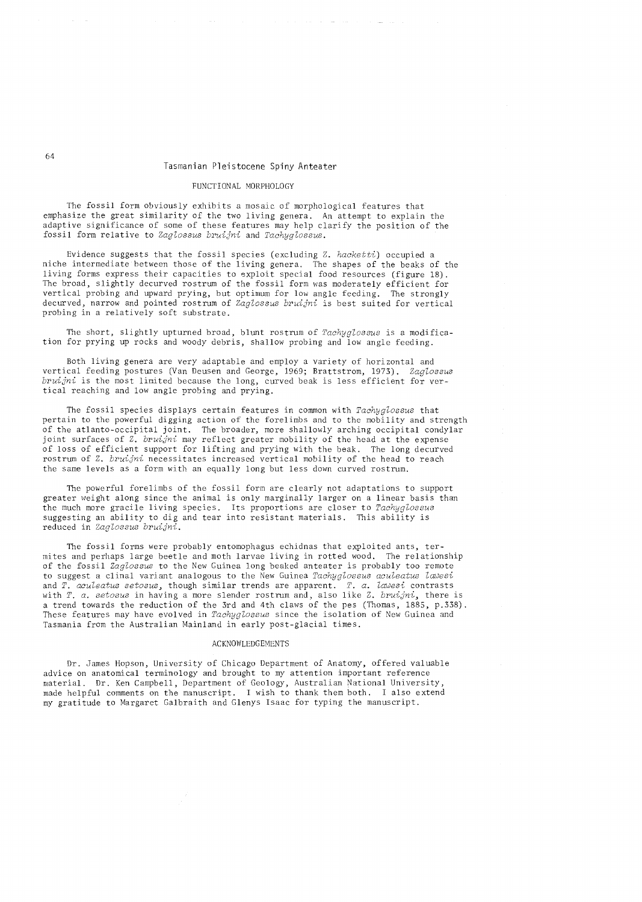## FUNCTIONAL MORPHOLOGY

The fossil form obviously exhibits a mosaic of morphological features that emphasize the great similarity of the two living genera. An attempt to explain the adaptive significance of some of these features may help clarify the position of the fossil form relative to *Zaglossus bruijni* and *Tachyglossus*.

Evidence suggests that the fossil species (excluding *Z. hacketti*) occupied a niche intermediate between those of the living genera. The shapes of the beaks of the living forms express their capacities to exploit special food resources (figure 18). The broad, slightly decurved rostrum of the fossil form was moderately efficient for vertical probing and upward prying, but optimum for low angle feeding. The strongly decurved, narrow and pointed rostrum of *Zaglossus bruijni* is best suited for vertical probing in a relatively soft substrate.

The short, slightly upturned broad, blunt rostrum of *Tachyglossus* is a modification for prying up rocks and woody debris, shallow probing and low angle feeding.

Both living genera are very adaptable and employ a variety of horizontal and vertical feeding postures (Van Deusen and George, 1969; Brattstrom, 1973). *Zaglossus bruijni* is the most limited because the long, curved beak is less efficient for vertical reaching and low angle probing and prying.

The fossil species displays certain features in common with *Tachyglossus* that pertain to the powerful digging action of the forelimbs and to the mobility and strength of the atlanto-occipital joint. The broader, more shallowly arching occipital condylar joint surfaces of *Z. bruijni* may reflect greater mobility of the head at the expense of loss of efficient support for lifting and prying with the beak. The long decurved rostrum of *Z. bruijni* necessitates increased vertical mobility of the head to reach the same levels as a form with an equally long but less down curved rostrum.

The powerful forelimbs of the fossil form are clearly not adaptations to support greater weight along since the animal is only marginally larger on a linear basis than the much more gracile living species. Its proportions are closer to *Tachyglossus* suggesting an ability to dig and tear into resistant materials. This ability is reduced in *Zaglossus bruijni*.

The fossil forms were probably entomophagus echidnas that exploited ants, termites and perhaps large beetle and moth larvae living in rotted wood. The relationship of the fossil *Zaglossus* to the New Guinea long beaked anteater is probably too remote to suggest a clinal variant analogous to the New Guinea *Tachyglossus aculeatus lawesi* and *T. aculeatus setosus*, though similar trends are apparent. *T. a. lawesi* contrasts with *T. a. setosus* in having a more slender rostrum and, also like *Z. bruijni*, there is a trend towards the reduction of the 3rd and 4th claws of the pes (Thomas, 1885, p.338). These features may have evolved in *Tachyglossus* since the isolation of New Guinea and Tasmania from the Australian Mainland in early post-glacial times.

## ACKNOWLEDGEMENTS

Dr. James Hopson, University of Chicago Department of Anatomy, offered valuable advice on anatomical terminology and brought to my attention important reference material. Dr. Ken Campbell, Department of Geology, Australian National University, made helpful comments on the manuscript. I wish to thank them both. I also extend my gratitude to Margaret Galbraith and Glenys Isaac for typing the manuscript.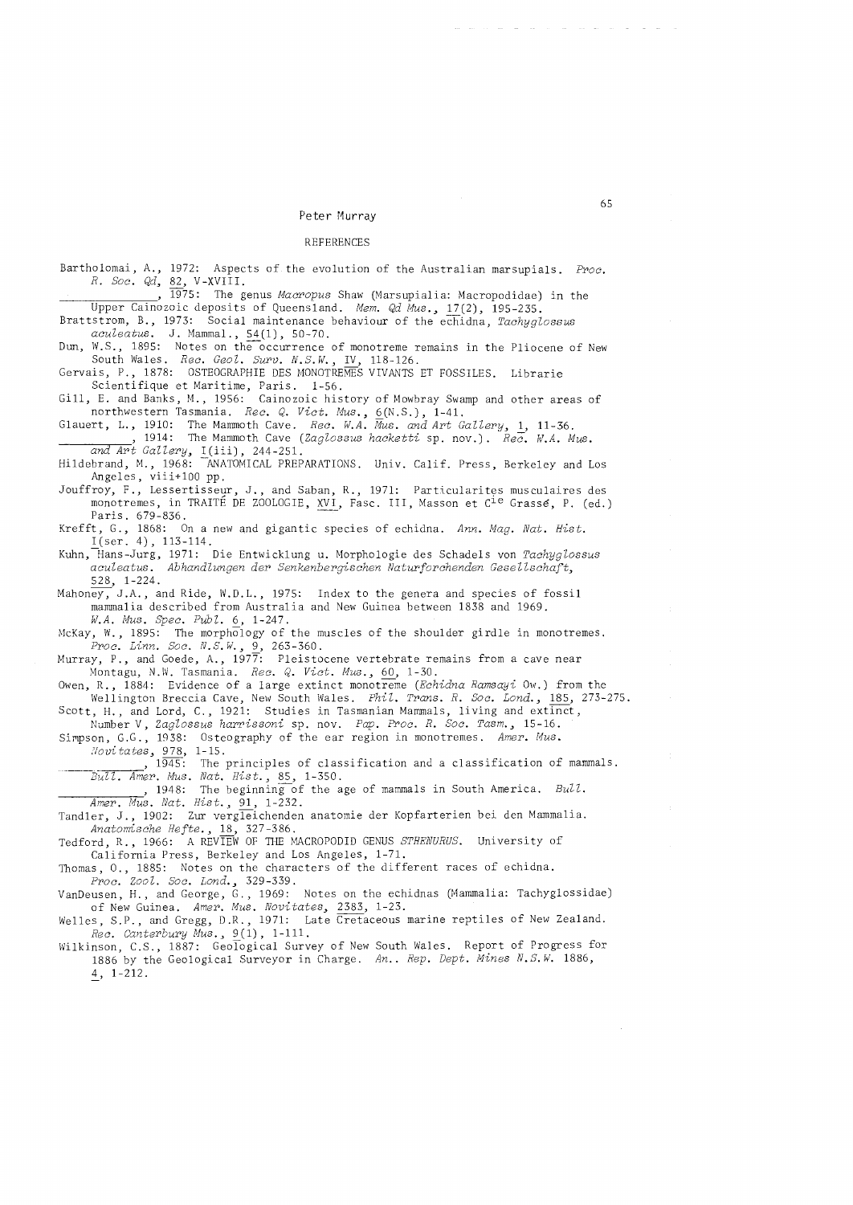## REFERENCES

Bartholomai, A., 1972: Aspects of the evolution of the Australian marsupials. *Proc. R. Soc. Qd*, 82, V-XVIII.

\_\_\_\_\_\_\_\_\_\_\_\_, 1975: The genus *Macropus* Shaw (Marsupialia: Macropodidae) in the Upper Cainozoic deposits of Queensland. *Mem. Qd Mus.*, 17(2), 195-235.

Brattstrom, B., 1973: Social maintenance behaviour of the echidna, *Tachyglossus aculeatus*. J. Mammal., 54(1), 50-70.

Dun, W.S., 1895: Notes on the occurrence of monotreme remains in the Pliocene of New South Wales. *Rec. Geol. Surv. N.S.W.*, IV, 118-126.

Gervais, P., 1878: OSTEOGRAPHIE DES MONOTREMES VIVANTS ET FOSSILES. Librarie Scientifique et Maritime, Paris. 1-56.

Gill, E. and Banks, M., 1956: Cainozoic history of Mowbray Swamp and other areas of northwestern Tasmania. *Rec. Q. Vict. Mus.*, 6(N.S.), 1-41.

Glauert, L., 1910: The Mammoth Cave. *Rec. W.A. Mus. and Art Gallery*, 1, 11-36.

\_\_\_\_\_\_\_\_\_\_\_\_, 1914: The Mammoth Cave (*Zaglossus hacketti* sp. nov.). *Rec. W.A. Mus. and Art Gallery*, I(iii), 244-251.

Hildebrand, M., 1968: ANATOMICAL PREPARATIONS. Univ. Calif. Press, Berkeley and Los Angeles, viii+100 pp.

Jouffroy, F., Lessertisseur, J., and Saban, R., 1971: Particularites musculaires des monotremes, in TRAITÉ DE ZOOLOGIE, XVI, Fasc. III, Masson et C[ie] Grassé, P. (ed.) Paris. 679-836.

Krefft, G., 1868: On a new and gigantic species of echidna. *Ann. Mag. Nat. Hist.* I(ser. 4), 113-114.

Kuhn, Hans-Jurg, 1971: Die Entwicklung u. Morphologie des Schadels von *Tachyglossus aculeatus*. *Abhandlungen der Senkenbergischen Naturforchenden Gesellschaft*, 528, 1-224.

Mahoney, J.A., and Ride, W.D.L., 1975: Index to the genera and species of fossil mammalia described from Australia and New Guinea between 1838 and 1969. *W.A. Mus. Spec. Publ.* 6, 1-247.

McKay, W., 1895: The morphology of the muscles of the shoulder girdle in monotremes. *Proc. Linn. Soc. N.S.W.*, 9, 263-360.

Murray, P., and Goede, A., 1977: Pleistocene vertebrate remains from a cave near Montagu, N.W. Tasmania. *Rec. Q. Vict. Mus.*, 60, 1-30.

Owen, R., 1884: Evidence of a large extinct monotreme (*Echidna Ramsayi* Ow.) from the Wellington Breccia Cave, New South Wales. *Phil. Trans. R. Soc. Lond.*, 185, 273-275.

Scott, H., and Lord, C., 1921: Studies in Tasmanian Mammals, living and extinct, Number V, *Zaglossus harrissoni* sp. nov. *Pap. Proc. R. Soc. Tasm.*, 15-16.

Simpson, G.G., 1938: Osteography of the ear region in monotremes. *Amer. Mus. Novitates*, 978, 1-15.

\_\_\_\_\_\_\_\_\_\_\_\_, 1945: The principles of classification and a classification of mammals. *Bull. Amer. Mus. Nat. Hist.*, 85, 1-350.

\_\_\_\_\_\_\_\_\_\_\_\_, 1948: The beginning of the age of mammals in South America. *Bull. Amer. Mus. Nat. Hist.*, 91, 1-232.

Tandler, J., 1902: Zur vergleichenden anatomie der Kopfarterien bei den Mammalia. *Anatomische Hefte.*, 18, 327-386.

Tedford, R., 1966: A REVIEW OF THE MACROPODID GENUS *STHENURUS*. University of California Press, Berkeley and Los Angeles, 1-71.

Thomas, O., 1885: Notes on the characters of the different races of echidna. *Proc. Zool. Soc. Lond.*, 329-339.

VanDeusen, H., and George, G., 1969: Notes on the echidnas (Mammalia: Tachyglossidae) of New Guinea. *Amer. Mus. Novitates*, 2383, 1-23.

Welles, S.P., and Gregg, D.R., 1971: Late Cretaceous marine reptiles of New Zealand. *Rec. Canterbury Mus.*, 9(1), 1-111.

Wilkinson, C.S., 1887: Geological Survey of New South Wales. Report of Progress for 1886 by the Geological Surveyor in Charge. *An.. Rep. Dept. Mines N.S.W.* 1886, 4, 1-212.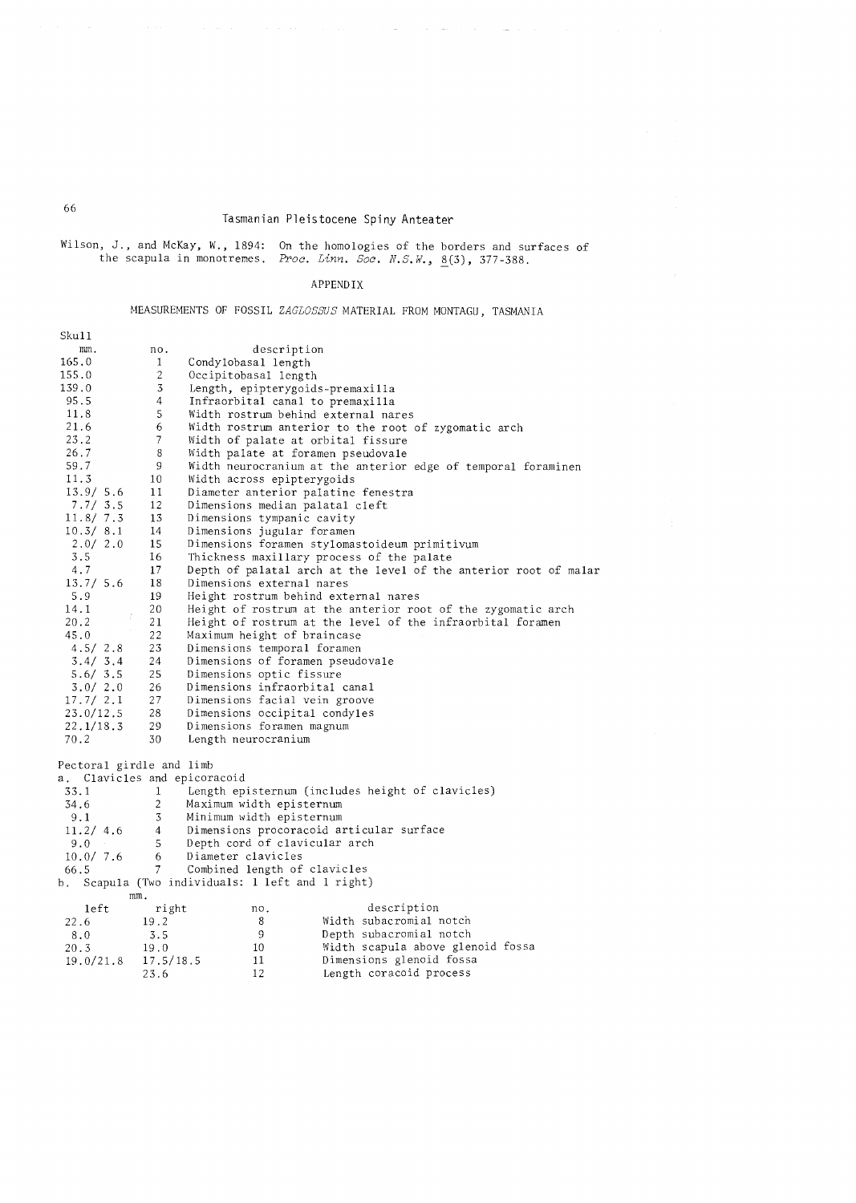Wilson, J., and McKay, W., 1894: On the homologies of the borders and surfaces of the scapula in monotremes. *Proc. Linn. Soc. N.S.W.*, 8(3), 377-388.

## APPENDIX

### MEASUREMENTS OF FOSSIL *ZAGLOSSUS* MATERIAL FROM MONTAGU, TASMANIA

Skull

| mm. | no. | description |
|---|---|---|
| 165.0 | 1 | Condylobasal length |
| 155.0 | 2 | Occipitobasal length |
| 139.0 | 3 | Length, epipterygoids-premaxilla |
| 95.5 | 4 | Infraorbital canal to premaxilla |
| 11.8 | 5 | Width rostrum behind external nares |
| 21.6 | 6 | Width rostrum anterior to the root of zygomatic arch |
| 23.2 | 7 | Width of palate at orbital fissure |
| 26.7 | 8 | Width palate at foramen pseudovale |
| 59.7 | 9 | Width neurocranium at the anterior edge of temporal foraminen |
| 11.3 | 10 | Width across epipterygoids |
| 13.9/ 5.6 | 11 | Diameter anterior palatine fenestra |
| 7.7/ 3.5 | 12 | Dimensions median palatal cleft |
| 11.8/ 7.3 | 13 | Dimensions tympanic cavity |
| 10.3/ 8.1 | 14 | Dimensions jugular foramen |
| 2.0/ 2.0 | 15 | Dimensions foramen stylomastoideum primitivum |
| 3.5 | 16 | Thickness maxillary process of the palate |
| 4.7 | 17 | Depth of palatal arch at the level of the anterior root of malar |
| 13.7/ 5.6 | 18 | Dimensions external nares |
| 5.9 | 19 | Height rostrum behind external nares |
| 14.1 | 20 | Height of rostrum at the anterior root of the zygomatic arch |
| 20.2 | 21 | Height of rostrum at the level of the infraorbital foramen |
| 45.0 | 22 | Maximum height of braincase |
| 4.5/ 2.8 | 23 | Dimensions temporal foramen |
| 3.4/ 3.4 | 24 | Dimensions of foramen pseudovale |
| 5.6/ 3.5 | 25 | Dimensions optic fissure |
| 3.0/ 2.0 | 26 | Dimensions infraorbital canal |
| 17.7/ 2.1 | 27 | Dimensions facial vein groove |
| 23.0/12.5 | 28 | Dimensions occipital condyles |
| 22.1/18.3 | 29 | Dimensions foramen magnum |
| 70.2 | 30 | Length neurocranium |

Pectoral girdle and limb

a. Clavicles and epicoracoid

| mm. | no. | description |
|---|---|---|
| 33.1 | 1 | Length episternum (includes height of clavicles) |
| 34.6 | 2 | Maximum width episternum |
| 9.1 | 3 | Minimum width episternum |
| 11.2/ 4.6 | 4 | Dimensions procoracoid articular surface |
| 9.0 | 5 | Depth cord of clavicular arch |
| 10.0/ 7.6 | 6 | Diameter clavicles |
| 66.5 | 7 | Combined length of clavicles |

b. Scapula (Two individuals: 1 left and 1 right)

| mm. left | right | no. | description |
|---|---|---|---|
| 22.6 | 19.2 | 8 | Width subacromial notch |
| 8.0 | 3.5 | 9 | Depth subacromial notch |
| 20.3 | 19.0 | 10 | Width scapula above glenoid fossa |
| 19.0/21.8 | 17.5/18.5 | 11 | Dimensions glenoid fossa |
| | 23.6 | 12 | Length coracoid process |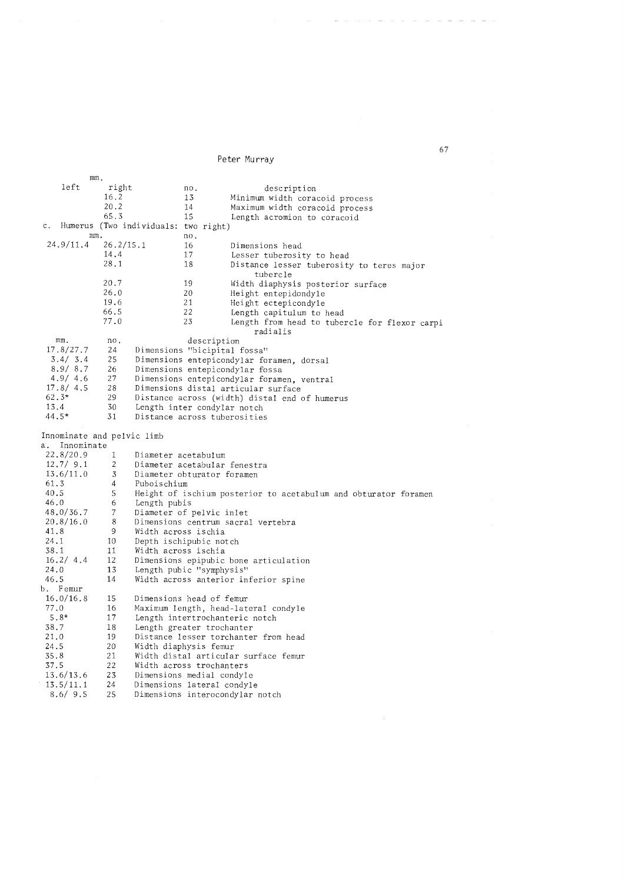| mm. left | mm. right | no. | description |
|---|---|---|---|
| | 16.2 | 13 | Minimum width coracoid process |
| | 20.2 | 14 | Maximum width coracoid process |
| | 65.3 | 15 | Length acromion to coracoid |

c. Humerus (Two individuals: two right)

| mm. | | no. | |
|---|---|---|---|
| 24.9/11.4 | 26.2/15.1 | 16 | Dimensions head |
| | 14.4 | 17 | Lesser tuberosity to head |
| | 28.1 | 18 | Distance lesser tuberosity to teres major tubercle |
| | 20.7 | 19 | Width diaphysis posterior surface |
| | 26.0 | 20 | Height entepidondyle |
| | 19.6 | 21 | Height ectepicondyle |
| | 66.5 | 22 | Length capitulum to head |
| | 77.0 | 23 | Length from head to tubercle for flexor carpi radialis |

| mm. | no. | description |
|---|---|---|
| 17.8/27.7 | 24 | Dimensions "bicipital fossa" |
| 3.4/ 3.4 | 25 | Dimensions entepicondylar foramen, dorsal |
| 8.9/ 8.7 | 26 | Dimensions entepicondylar fossa |
| 4.9/ 4.6 | 27 | Dimensions entepicondylar foramen, ventral |
| 17.8/ 4.5 | 28 | Dimensions distal articular surface |
| 62.3* | 29 | Distance across (width) distal end of humerus |
| 13.4 | 30 | Length inter condylar notch |
| 44.5* | 31 | Distance across tuberosities |

Innominate and pelvic limb

a. Innominate

| mm. | no. | description |
|---|---|---|
| 22.8/20.9 | 1 | Diameter acetabulum |
| 12.7/ 9.1 | 2 | Diameter acetabular fenestra |
| 13.6/11.0 | 3 | Diameter obturator foramen |
| 61.3 | 4 | Puboischium |
| 40.5 | 5 | Height of ischium posterior to acetabulum and obturator foramen |
| 46.0 | 6 | Length pubis |
| 48.0/36.7 | 7 | Diameter of pelvic inlet |
| 20.8/16.0 | 8 | Dimensions centrum sacral vertebra |
| 41.8 | 9 | Width across ischia |
| 24.1 | 10 | Depth ischipubic notch |
| 38.1 | 11 | Width across ischia |
| 16.2/ 4.4 | 12 | Dimensions epipubic bone articulation |
| 24.0 | 13 | Length pubic "symphysis" |
| 46.5 | 14 | Width across anterior inferior spine |

b. Femur

| mm. | no. | description |
|---|---|---|
| 16.0/16.8 | 15 | Dimensions head of femur |
| 77.0 | 16 | Maximum length, head-lateral condyle |
| 5.8* | 17 | Length intertrochanteric notch |
| 38.7 | 18 | Length greater trochanter |
| 21.0 | 19 | Distance lesser torchanter from head |
| 24.5 | 20 | Width diaphysis femur |
| 35.8 | 21 | Width distal articular surface femur |
| 37.5 | 22 | Width across trochanters |
| 13.6/13.6 | 23 | Dimensions medial condyle |
| 13.5/11.1 | 24 | Dimensions lateral condyle |
| 8.6/ 9.5 | 25 | Dimensions interocondylar notch |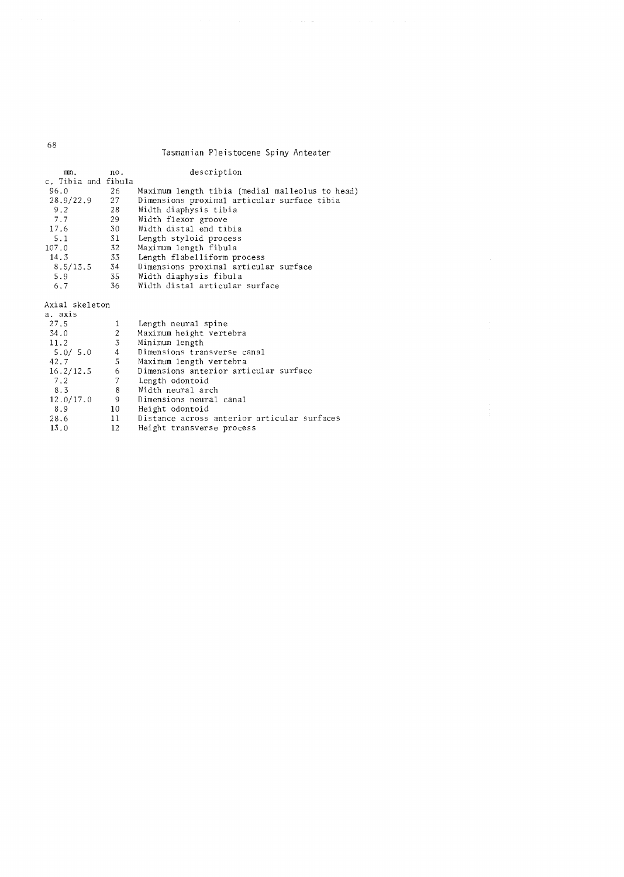| mm. | no. | description |
|---|---|---|
| c. Tibia and fibula | | |
| 96.0 | 26 | Maximum length tibia (medial malleolus to head) |
| 28.9/22.9 | 27 | Dimensions proximal articular surface tibia |
| 9.2 | 28 | Width diaphysis tibia |
| 7.7 | 29 | Width flexor groove |
| 17.6 | 30 | Width distal end tibia |
| 5.1 | 31 | Length styloid process |
| 107.0 | 32 | Maximum length fibula |
| 14.3 | 33 | Length flabelliform process |
| 8.5/13.5 | 34 | Dimensions proximal articular surface |
| 5.9 | 35 | Width diaphysis fibula |
| 6.7 | 36 | Width distal articular surface |

Axial skeleton

| mm. | no. | description |
|---|---|---|
| a. axis | | |
| 27.5 | 1 | Length neural spine |
| 34.0 | 2 | Maximum height vertebra |
| 11.2 | 3 | Minimum length |
| 5.0/ 5.0 | 4 | Dimensions transverse canal |
| 42.7 | 5 | Maximum length vertebra |
| 16.2/12.5 | 6 | Dimensions anterior articular surface |
| 7.2 | 7 | Length odontoid |
| 8.3 | 8 | Width neural arch |
| 12.0/17.0 | 9 | Dimensions neural canal |
| 8.9 | 10 | Height odontoid |
| 28.6 | 11 | Distance across anterior articular surfaces |
| 13.0 | 12 | Height transverse process |